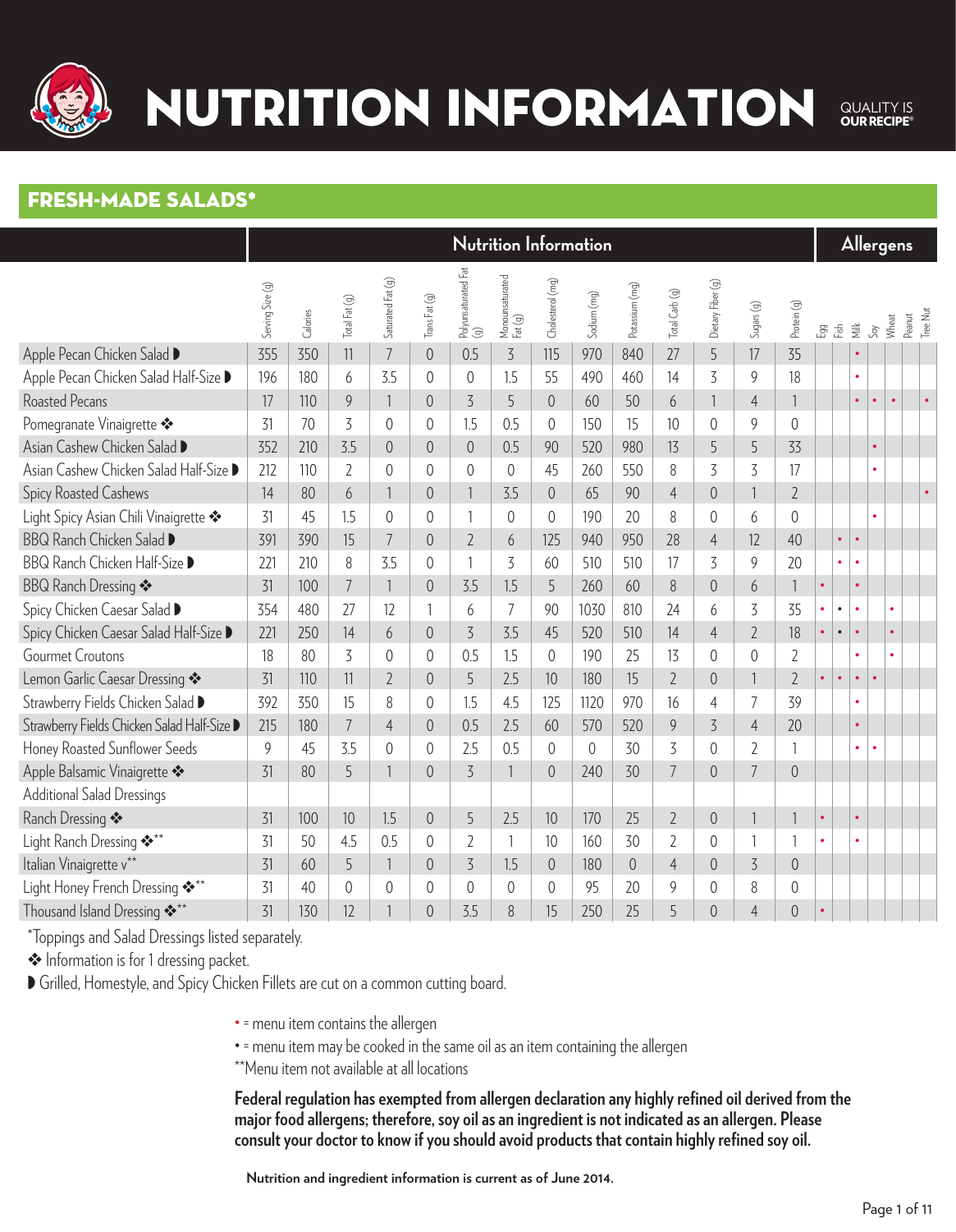# NUTRITION INFORMATION

QUALITY IS OUR RECIPE®

## FRESH-MADE SALADS*

| | Nutrition Information | | | | | | | | | | | | | | Allergens | | | | | | |
|---|---|---|---|---|---|---|---|---|---|---|---|---|---|---|---|---|---|---|---|---|---|
| | Serving Size (g) | Calories | Total Fat (g) | Saturated Fat (g) | Trans Fat (g) | Polyunsaturated Fat (g) | Monounsaturated Fat (g) | Cholesterol (mg) | Sodium (mg) | Potassium (mg) | Total Carb (g) | Dietary Fiber (g) | Sugars (g) | Protein (g) | Egg | Fish | Milk | Soy | Wheat | Peanut | Tree Nut |
| Apple Pecan Chicken Salad ◗ | 355 | 350 | 11 | 7 | 0 | 0.5 | 3 | 115 | 970 | 840 | 27 | 5 | 17 | 35 | | | • | | | | |
| Apple Pecan Chicken Salad Half-Size ◗ | 196 | 180 | 6 | 3.5 | 0 | 0 | 1.5 | 55 | 490 | 460 | 14 | 3 | 9 | 18 | | | • | | | | |
| Roasted Pecans | 17 | 110 | 9 | 1 | 0 | 3 | 5 | 0 | 60 | 50 | 6 | 1 | 4 | 1 | | | • | • | • | | • |
| Pomegranate Vinaigrette ❖ | 31 | 70 | 3 | 0 | 0 | 1.5 | 0.5 | 0 | 150 | 15 | 10 | 0 | 9 | 0 | | | | | | | |
| Asian Cashew Chicken Salad ◗ | 352 | 210 | 3.5 | 0 | 0 | 0 | 0.5 | 90 | 520 | 980 | 13 | 5 | 5 | 33 | | | | • | | | |
| Asian Cashew Chicken Salad Half-Size ◗ | 212 | 110 | 2 | 0 | 0 | 0 | 0 | 45 | 260 | 550 | 8 | 3 | 3 | 17 | | | | • | | | |
| Spicy Roasted Cashews | 14 | 80 | 6 | 1 | 0 | 1 | 3.5 | 0 | 65 | 90 | 4 | 0 | 1 | 2 | | | | | | | • |
| Light Spicy Asian Chili Vinaigrette ❖ | 31 | 45 | 1.5 | 0 | 0 | 1 | 0 | 0 | 190 | 20 | 8 | 0 | 6 | 0 | | | | • | | | |
| BBQ Ranch Chicken Salad ◗ | 391 | 390 | 15 | 7 | 0 | 2 | 6 | 125 | 940 | 950 | 28 | 4 | 12 | 40 | | • | • | | | | |
| BBQ Ranch Chicken Half-Size ◗ | 221 | 210 | 8 | 3.5 | 0 | 1 | 3 | 60 | 510 | 510 | 17 | 3 | 9 | 20 | | • | • | | | | |
| BBQ Ranch Dressing ❖ | 31 | 100 | 7 | 1 | 0 | 3.5 | 1.5 | 5 | 260 | 60 | 8 | 0 | 6 | 1 | • | | • | | | | |
| Spicy Chicken Caesar Salad ◗ | 354 | 480 | 27 | 12 | 1 | 6 | 7 | 90 | 1030 | 810 | 24 | 6 | 3 | 35 | • | • | • | | • | | |
| Spicy Chicken Caesar Salad Half-Size ◗ | 221 | 250 | 14 | 6 | 0 | 3 | 3.5 | 45 | 520 | 510 | 14 | 4 | 2 | 18 | • | • | • | | • | | |
| Gourmet Croutons | 18 | 80 | 3 | 0 | 0 | 0.5 | 1.5 | 0 | 190 | 25 | 13 | 0 | 0 | 2 | | | • | | • | | |
| Lemon Garlic Caesar Dressing ❖ | 31 | 110 | 11 | 2 | 0 | 5 | 2.5 | 10 | 180 | 15 | 2 | 0 | 1 | 2 | • | • | • | • | | | |
| Strawberry Fields Chicken Salad ◗ | 392 | 350 | 15 | 8 | 0 | 1.5 | 4.5 | 125 | 1120 | 970 | 16 | 4 | 7 | 39 | | | • | | | | |
| Strawberry Fields Chicken Salad Half-Size ◗ | 215 | 180 | 7 | 4 | 0 | 0.5 | 2.5 | 60 | 570 | 520 | 9 | 3 | 4 | 20 | | | • | | | | |
| Honey Roasted Sunflower Seeds | 9 | 45 | 3.5 | 0 | 0 | 2.5 | 0.5 | 0 | 0 | 30 | 3 | 0 | 2 | 1 | | | • | • | | | |
| Apple Balsamic Vinaigrette ❖ | 31 | 80 | 5 | 1 | 0 | 3 | 1 | 0 | 240 | 30 | 7 | 0 | 7 | 0 | | | | | | | |
| Additional Salad Dressings | | | | | | | | | | | | | | | | | | | | | |
| Ranch Dressing ❖ | 31 | 100 | 10 | 1.5 | 0 | 5 | 2.5 | 10 | 170 | 25 | 2 | 0 | 1 | 1 | • | | • | | | | |
| Light Ranch Dressing ❖** | 31 | 50 | 4.5 | 0.5 | 0 | 2 | 1 | 10 | 160 | 30 | 2 | 0 | 1 | 1 | • | | • | | | | |
| Italian Vinaigrette v** | 31 | 60 | 5 | 1 | 0 | 3 | 1.5 | 0 | 180 | 0 | 4 | 0 | 3 | 0 | | | | | | | |
| Light Honey French Dressing ❖** | 31 | 40 | 0 | 0 | 0 | 0 | 0 | 0 | 95 | 20 | 9 | 0 | 8 | 0 | | | | | | | |
| Thousand Island Dressing ❖** | 31 | 130 | 12 | 1 | 0 | 3.5 | 8 | 15 | 250 | 25 | 5 | 0 | 4 | 0 | • | | | | | | |

*Toppings and Salad Dressings listed separately.

❖ Information is for 1 dressing packet.

◗ Grilled, Homestyle, and Spicy Chicken Fillets are cut on a common cutting board.

• = menu item contains the allergen

• = menu item may be cooked in the same oil as an item containing the allergen

**Menu item not available at all locations

**Federal regulation has exempted from allergen declaration any highly refined oil derived from the major food allergens; therefore, soy oil as an ingredient is not indicated as an allergen. Please consult your doctor to know if you should avoid products that contain highly refined soy oil.**

**Nutrition and ingredient information is current as of June 2014.**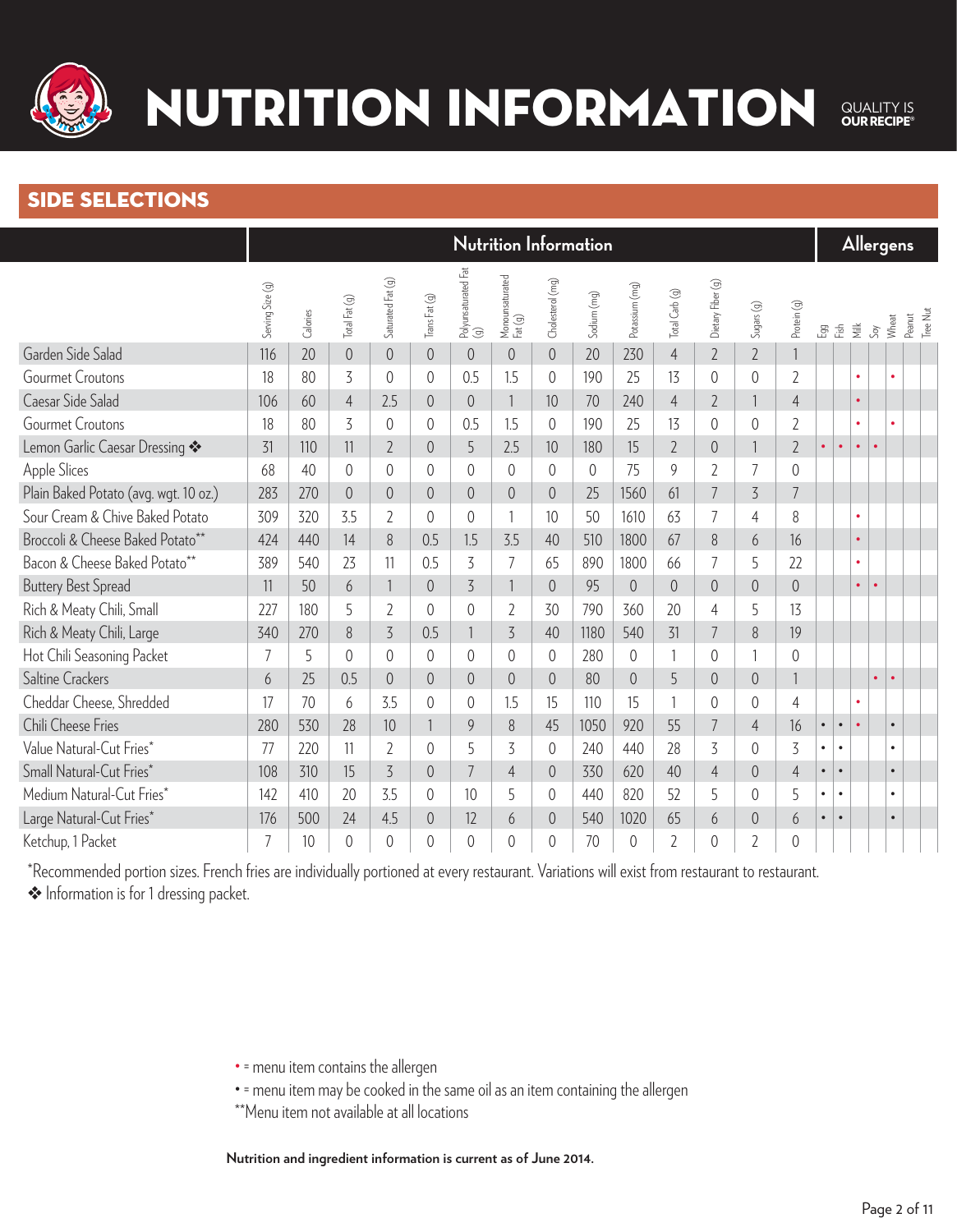# NUTRITION INFORMATION

QUALITY IS OUR RECIPE®

## SIDE SELECTIONS

| | Nutrition Information | | | | | | | | | | | | | | Allergens | | | | | | |
|---|---|---|---|---|---|---|---|---|---|---|---|---|---|---|---|---|---|---|---|---|---|
| | Serving Size (g) | Calories | Total Fat (g) | Saturated Fat (g) | Trans Fat (g) | Polyunsaturated Fat (g) | Monounsaturated Fat (g) | Cholesterol (mg) | Sodium (mg) | Potassium (mg) | Total Carb (g) | Dietary Fiber (g) | Sugars (g) | Protein (g) | Egg | Fish | Milk | Soy | Wheat | Peanut | Tree Nut |
| Garden Side Salad | 116 | 20 | 0 | 0 | 0 | 0 | 0 | 0 | 20 | 230 | 4 | 2 | 2 | 1 | | | | | | | |
| Gourmet Croutons | 18 | 80 | 3 | 0 | 0 | 0.5 | 1.5 | 0 | 190 | 25 | 13 | 0 | 0 | 2 | | | • | | • | | |
| Caesar Side Salad | 106 | 60 | 4 | 2.5 | 0 | 0 | 1 | 10 | 70 | 240 | 4 | 2 | 1 | 4 | | | • | | | | |
| Gourmet Croutons | 18 | 80 | 3 | 0 | 0 | 0.5 | 1.5 | 0 | 190 | 25 | 13 | 0 | 0 | 2 | | | • | | • | | |
| Lemon Garlic Caesar Dressing ❖ | 31 | 110 | 11 | 2 | 0 | 5 | 2.5 | 10 | 180 | 15 | 2 | 0 | 1 | 2 | • | • | • | • | | | |
| Apple Slices | 68 | 40 | 0 | 0 | 0 | 0 | 0 | 0 | 0 | 75 | 9 | 2 | 7 | 0 | | | | | | | |
| Plain Baked Potato (avg. wgt. 10 oz.) | 283 | 270 | 0 | 0 | 0 | 0 | 0 | 0 | 25 | 1560 | 61 | 7 | 3 | 7 | | | | | | | |
| Sour Cream & Chive Baked Potato | 309 | 320 | 3.5 | 2 | 0 | 0 | 1 | 10 | 50 | 1610 | 63 | 7 | 4 | 8 | | | • | | | | |
| Broccoli & Cheese Baked Potato** | 424 | 440 | 14 | 8 | 0.5 | 1.5 | 3.5 | 40 | 510 | 1800 | 67 | 8 | 6 | 16 | | | • | | | | |
| Bacon & Cheese Baked Potato** | 389 | 540 | 23 | 11 | 0.5 | 3 | 7 | 65 | 890 | 1800 | 66 | 7 | 5 | 22 | | | • | | | | |
| Buttery Best Spread | 11 | 50 | 6 | 1 | 0 | 3 | 1 | 0 | 95 | 0 | 0 | 0 | 0 | 0 | | | • | • | | | |
| Rich & Meaty Chili, Small | 227 | 180 | 5 | 2 | 0 | 0 | 2 | 30 | 790 | 360 | 20 | 4 | 5 | 13 | | | | | | | |
| Rich & Meaty Chili, Large | 340 | 270 | 8 | 3 | 0.5 | 1 | 3 | 40 | 1180 | 540 | 31 | 7 | 8 | 19 | | | | | | | |
| Hot Chili Seasoning Packet | 7 | 5 | 0 | 0 | 0 | 0 | 0 | 0 | 280 | 0 | 1 | 0 | 1 | 0 | | | | | | | |
| Saltine Crackers | 6 | 25 | 0.5 | 0 | 0 | 0 | 0 | 0 | 80 | 0 | 5 | 0 | 0 | 1 | | | | • | • | | |
| Cheddar Cheese, Shredded | 17 | 70 | 6 | 3.5 | 0 | 0 | 1.5 | 15 | 110 | 15 | 1 | 0 | 0 | 4 | | | • | | | | |
| Chili Cheese Fries | 280 | 530 | 28 | 10 | 1 | 9 | 8 | 45 | 1050 | 920 | 55 | 7 | 4 | 16 | • | • | • | | • | | |
| Value Natural-Cut Fries* | 77 | 220 | 11 | 2 | 0 | 5 | 3 | 0 | 240 | 440 | 28 | 3 | 0 | 3 | • | • | | | • | | |
| Small Natural-Cut Fries* | 108 | 310 | 15 | 3 | 0 | 7 | 4 | 0 | 330 | 620 | 40 | 4 | 0 | 4 | • | • | | | • | | |
| Medium Natural-Cut Fries* | 142 | 410 | 20 | 3.5 | 0 | 10 | 5 | 0 | 440 | 820 | 52 | 5 | 0 | 5 | • | • | | | • | | |
| Large Natural-Cut Fries* | 176 | 500 | 24 | 4.5 | 0 | 12 | 6 | 0 | 540 | 1020 | 65 | 6 | 0 | 6 | • | • | | | • | | |
| Ketchup, 1 Packet | 7 | 10 | 0 | 0 | 0 | 0 | 0 | 0 | 70 | 0 | 2 | 0 | 2 | 0 | | | | | | | |

*Recommended portion sizes. French fries are individually portioned at every restaurant. Variations will exist from restaurant to restaurant.

❖ Information is for 1 dressing packet.

• = menu item contains the allergen

• = menu item may be cooked in the same oil as an item containing the allergen

**Menu item not available at all locations

**Nutrition and ingredient information is current as of June 2014.**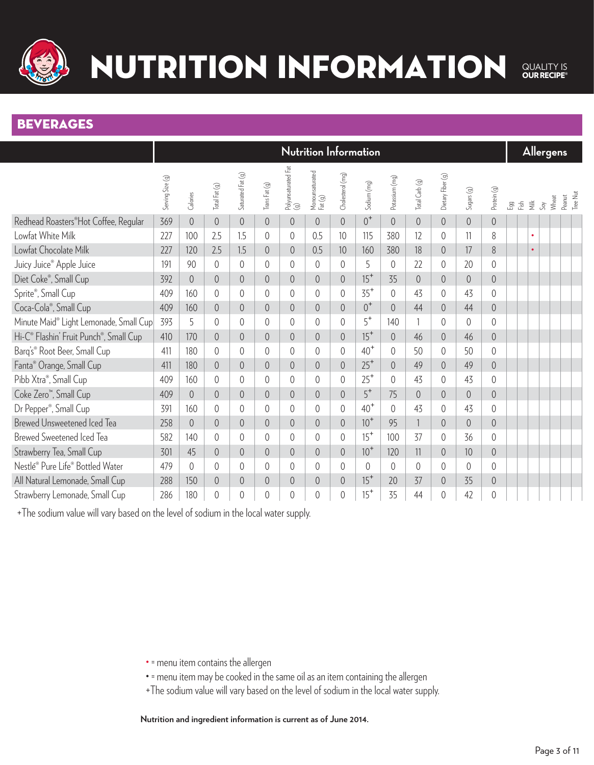# NUTRITION INFORMATION

QUALITY IS OUR RECIPE®

## BEVERAGES

| | Nutrition Information | | | | | | | | | | | | | | Allergens | | | | | | | |
|---|---|---|---|---|---|---|---|---|---|---|---|---|---|---|---|---|---|---|---|---|---|---|
| | Serving Size (g) | Calories | Total Fat (g) | Saturated Fat (g) | Trans Fat (g) | Polyunsaturated Fat (g) | Monounsaturated Fat (g) | Cholesterol (mg) | Sodium (mg) | Potassium (mg) | Total Carb (g) | Dietary Fiber (g) | Sugars (g) | Protein (g) | Egg | Fish | Milk | Soy | Wheat | Peanut | Tree Nut |
| Redhead Roasters® Hot Coffee, Regular | 369 | 0 | 0 | 0 | 0 | 0 | 0 | 0 | 0+ | 0 | 0 | 0 | 0 | 0 | | | | | | | |
| Lowfat White Milk | 227 | 100 | 2.5 | 1.5 | 0 | 0 | 0.5 | 10 | 115 | 380 | 12 | 0 | 11 | 8 | | | • | | | | |
| Lowfat Chocolate Milk | 227 | 120 | 2.5 | 1.5 | 0 | 0 | 0.5 | 10 | 160 | 380 | 18 | 0 | 17 | 8 | | | • | | | | |
| Juicy Juice® Apple Juice | 191 | 90 | 0 | 0 | 0 | 0 | 0 | 0 | 5 | 0 | 22 | 0 | 20 | 0 | | | | | | | |
| Diet Coke®, Small Cup | 392 | 0 | 0 | 0 | 0 | 0 | 0 | 0 | 15+ | 35 | 0 | 0 | 0 | 0 | | | | | | | |
| Sprite®, Small Cup | 409 | 160 | 0 | 0 | 0 | 0 | 0 | 0 | 35+ | 0 | 43 | 0 | 43 | 0 | | | | | | | |
| Coca-Cola®, Small Cup | 409 | 160 | 0 | 0 | 0 | 0 | 0 | 0 | 0+ | 0 | 44 | 0 | 44 | 0 | | | | | | | |
| Minute Maid® Light Lemonade, Small Cup | 393 | 5 | 0 | 0 | 0 | 0 | 0 | 0 | 5+ | 140 | 1 | 0 | 0 | 0 | | | | | | | |
| Hi-C® Flashin' Fruit Punch®, Small Cup | 410 | 170 | 0 | 0 | 0 | 0 | 0 | 0 | 15+ | 0 | 46 | 0 | 46 | 0 | | | | | | | |
| Barq's® Root Beer, Small Cup | 411 | 180 | 0 | 0 | 0 | 0 | 0 | 0 | 40+ | 0 | 50 | 0 | 50 | 0 | | | | | | | |
| Fanta® Orange, Small Cup | 411 | 180 | 0 | 0 | 0 | 0 | 0 | 0 | 25+ | 0 | 49 | 0 | 49 | 0 | | | | | | | |
| Pibb Xtra®, Small Cup | 409 | 160 | 0 | 0 | 0 | 0 | 0 | 0 | 25+ | 0 | 43 | 0 | 43 | 0 | | | | | | | |
| Coke Zero™, Small Cup | 409 | 0 | 0 | 0 | 0 | 0 | 0 | 0 | 5+ | 75 | 0 | 0 | 0 | 0 | | | | | | | |
| Dr Pepper®, Small Cup | 391 | 160 | 0 | 0 | 0 | 0 | 0 | 0 | 40+ | 0 | 43 | 0 | 43 | 0 | | | | | | | |
| Brewed Unsweetened Iced Tea | 258 | 0 | 0 | 0 | 0 | 0 | 0 | 0 | 10+ | 95 | 1 | 0 | 0 | 0 | | | | | | | |
| Brewed Sweetened Iced Tea | 582 | 140 | 0 | 0 | 0 | 0 | 0 | 0 | 15+ | 100 | 37 | 0 | 36 | 0 | | | | | | | |
| Strawberry Tea, Small Cup | 301 | 45 | 0 | 0 | 0 | 0 | 0 | 0 | 10+ | 120 | 11 | 0 | 10 | 0 | | | | | | | |
| Nestlé® Pure Life® Bottled Water | 479 | 0 | 0 | 0 | 0 | 0 | 0 | 0 | 0 | 0 | 0 | 0 | 0 | 0 | | | | | | | |
| All Natural Lemonade, Small Cup | 288 | 150 | 0 | 0 | 0 | 0 | 0 | 0 | 15+ | 20 | 37 | 0 | 35 | 0 | | | | | | | |
| Strawberry Lemonade, Small Cup | 286 | 180 | 0 | 0 | 0 | 0 | 0 | 0 | 15+ | 35 | 44 | 0 | 42 | 0 | | | | | | | |

+The sodium value will vary based on the level of sodium in the local water supply.

• = menu item contains the allergen

• = menu item may be cooked in the same oil as an item containing the allergen

+The sodium value will vary based on the level of sodium in the local water supply.

**Nutrition and ingredient information is current as of June 2014.**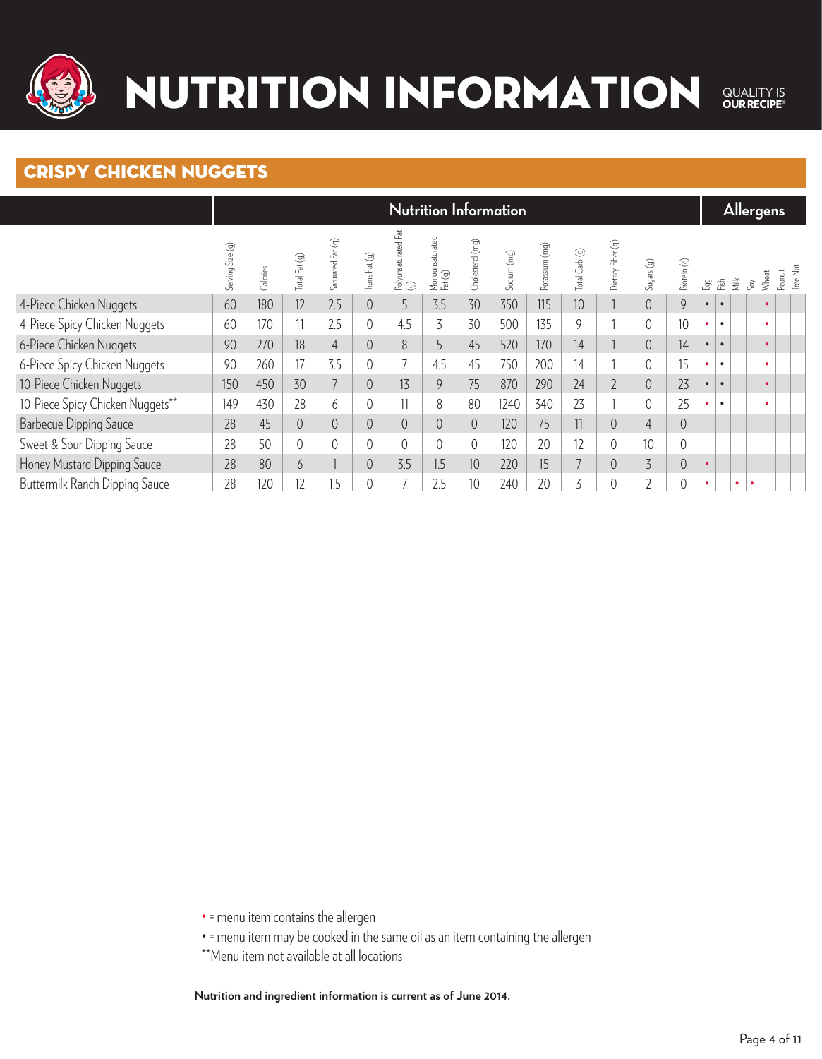# NUTRITION INFORMATION

QUALITY IS OUR RECIPE®

## CRISPY CHICKEN NUGGETS

| | Nutrition Information | | | | | | | | | | | | | | Allergens | | | | | | |
|---|---|---|---|---|---|---|---|---|---|---|---|---|---|---|---|---|---|---|---|---|---|
| | Serving Size (g) | Calories | Total Fat (g) | Saturated Fat (g) | Trans Fat (g) | Polyunsaturated Fat (g) | Monounsaturated Fat (g) | Cholesterol (mg) | Sodium (mg) | Potassium (mg) | Total Carb (g) | Dietary Fiber (g) | Sugars (g) | Protein (g) | Egg | Fish | Milk | Soy | Wheat | Peanut | Tree Nut |
| 4-Piece Chicken Nuggets | 60 | 180 | 12 | 2.5 | 0 | 5 | 3.5 | 30 | 350 | 115 | 10 | 1 | 0 | 9 | • | • | | | • | | |
| 4-Piece Spicy Chicken Nuggets | 60 | 170 | 11 | 2.5 | 0 | 4.5 | 3 | 30 | 500 | 135 | 9 | 1 | 0 | 10 | • | • | | | • | | |
| 6-Piece Chicken Nuggets | 90 | 270 | 18 | 4 | 0 | 8 | 5 | 45 | 520 | 170 | 14 | 1 | 0 | 14 | • | • | | | • | | |
| 6-Piece Spicy Chicken Nuggets | 90 | 260 | 17 | 3.5 | 0 | 7 | 4.5 | 45 | 750 | 200 | 14 | 1 | 0 | 15 | • | • | | | • | | |
| 10-Piece Chicken Nuggets | 150 | 450 | 30 | 7 | 0 | 13 | 9 | 75 | 870 | 290 | 24 | 2 | 0 | 23 | • | • | | | • | | |
| 10-Piece Spicy Chicken Nuggets** | 149 | 430 | 28 | 6 | 0 | 11 | 8 | 80 | 1240 | 340 | 23 | 1 | 0 | 25 | • | • | | | • | | |
| Barbecue Dipping Sauce | 28 | 45 | 0 | 0 | 0 | 0 | 0 | 0 | 120 | 75 | 11 | 0 | 4 | 0 | | | | | | | |
| Sweet & Sour Dipping Sauce | 28 | 50 | 0 | 0 | 0 | 0 | 0 | 0 | 120 | 20 | 12 | 0 | 10 | 0 | | | | | | | |
| Honey Mustard Dipping Sauce | 28 | 80 | 6 | 1 | 0 | 3.5 | 1.5 | 10 | 220 | 15 | 7 | 0 | 3 | 0 | • | | | | | | |
| Buttermilk Ranch Dipping Sauce | 28 | 120 | 12 | 1.5 | 0 | 7 | 2.5 | 10 | 240 | 20 | 3 | 0 | 2 | 0 | • | | • | • | | | |

• = menu item contains the allergen

• = menu item may be cooked in the same oil as an item containing the allergen

**Menu item not available at all locations

**Nutrition and ingredient information is current as of June 2014.**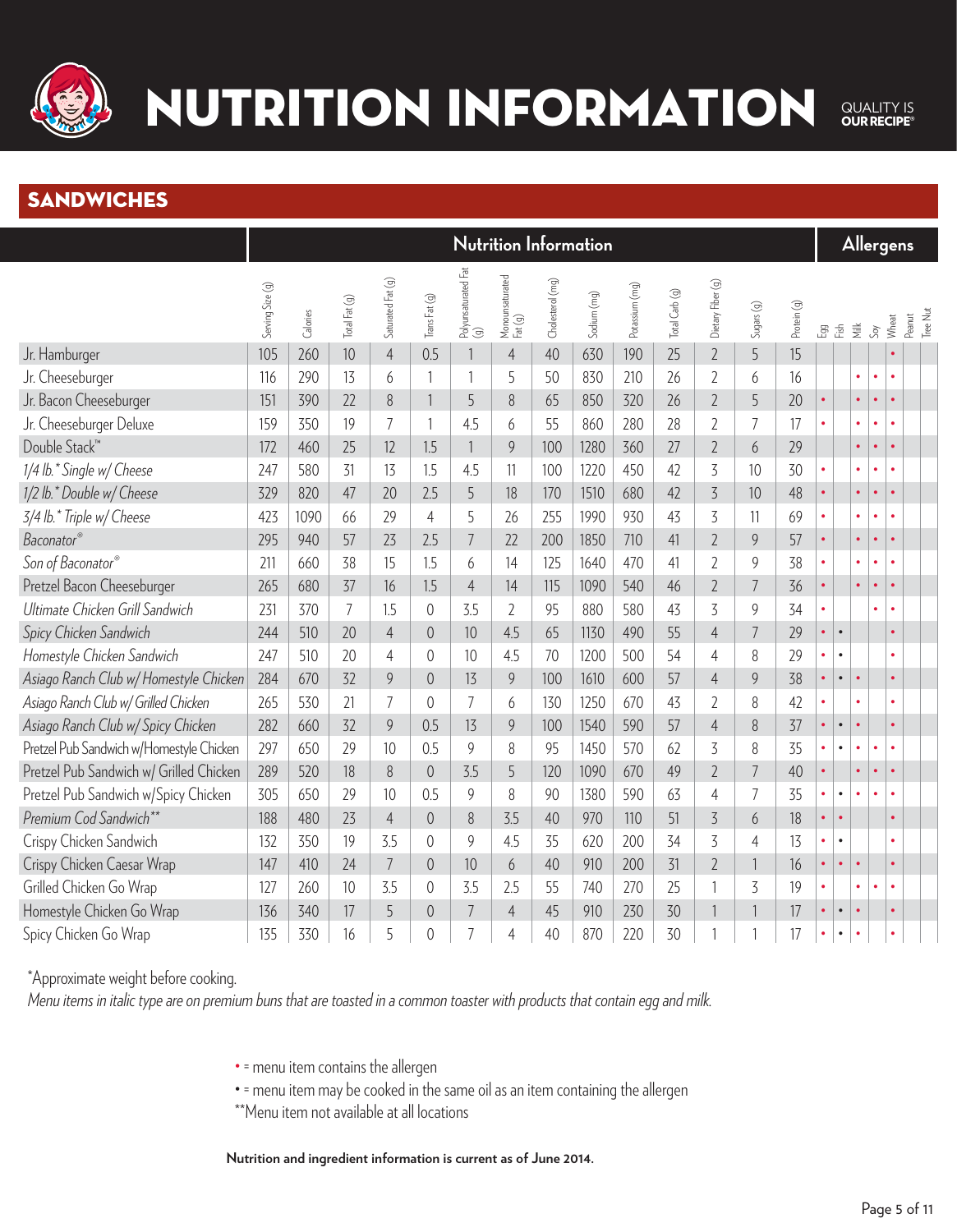# NUTRITION INFORMATION

QUALITY IS OUR RECIPE®

## SANDWICHES

| | Nutrition Information | | | | | | | | | | | | | | Allergens | | | | | | |
|---|---|---|---|---|---|---|---|---|---|---|---|---|---|---|---|---|---|---|---|---|---|
| | Serving Size (g) | Calories | Total Fat (g) | Saturated Fat (g) | Trans Fat (g) | Polyunsaturated Fat (g) | Monounsaturated Fat (g) | Cholesterol (mg) | Sodium (mg) | Potassium (mg) | Total Carb (g) | Dietary Fiber (g) | Sugars (g) | Protein (g) | Egg | Fish | Milk | Soy | Wheat | Peanut | Tree Nut |
| Jr. Hamburger | 105 | 260 | 10 | 4 | 0.5 | 1 | 4 | 40 | 630 | 190 | 25 | 2 | 5 | 15 | | | | | • | | |
| Jr. Cheeseburger | 116 | 290 | 13 | 6 | 1 | 1 | 5 | 50 | 830 | 210 | 26 | 2 | 6 | 16 | | | • | • | • | | |
| Jr. Bacon Cheeseburger | 151 | 390 | 22 | 8 | 1 | 5 | 8 | 65 | 850 | 320 | 26 | 2 | 5 | 20 | • | | • | • | • | | |
| Jr. Cheeseburger Deluxe | 159 | 350 | 19 | 7 | 1 | 4.5 | 6 | 55 | 860 | 280 | 28 | 2 | 7 | 17 | • | | • | • | • | | |
| Double Stack™ | 172 | 460 | 25 | 12 | 1.5 | 1 | 9 | 100 | 1280 | 360 | 27 | 2 | 6 | 29 | | | • | • | • | | |
| *1/4 lb.* Single w/ Cheese* | 247 | 580 | 31 | 13 | 1.5 | 4.5 | 11 | 100 | 1220 | 450 | 42 | 3 | 10 | 30 | • | | • | • | • | | |
| *1/2 lb.* Double w/ Cheese* | 329 | 820 | 47 | 20 | 2.5 | 5 | 18 | 170 | 1510 | 680 | 42 | 3 | 10 | 48 | • | | • | • | • | | |
| *3/4 lb.* Triple w/ Cheese* | 423 | 1090 | 66 | 29 | 4 | 5 | 26 | 255 | 1990 | 930 | 43 | 3 | 11 | 69 | • | | • | • | • | | |
| *Baconator®* | 295 | 940 | 57 | 23 | 2.5 | 7 | 22 | 200 | 1850 | 710 | 41 | 2 | 9 | 57 | • | | • | • | • | | |
| *Son of Baconator®* | 211 | 660 | 38 | 15 | 1.5 | 6 | 14 | 125 | 1640 | 470 | 41 | 2 | 9 | 38 | • | | • | • | • | | |
| Pretzel Bacon Cheeseburger | 265 | 680 | 37 | 16 | 1.5 | 4 | 14 | 115 | 1090 | 540 | 46 | 2 | 7 | 36 | • | | • | • | • | | |
| *Ultimate Chicken Grill Sandwich* | 231 | 370 | 7 | 1.5 | 0 | 3.5 | 2 | 95 | 880 | 580 | 43 | 3 | 9 | 34 | • | | | • | • | | |
| *Spicy Chicken Sandwich* | 244 | 510 | 20 | 4 | 0 | 10 | 4.5 | 65 | 1130 | 490 | 55 | 4 | 7 | 29 | • | • | | | • | | |
| *Homestyle Chicken Sandwich* | 247 | 510 | 20 | 4 | 0 | 10 | 4.5 | 70 | 1200 | 500 | 54 | 4 | 8 | 29 | • | • | | | • | | |
| *Asiago Ranch Club w/ Homestyle Chicken* | 284 | 670 | 32 | 9 | 0 | 13 | 9 | 100 | 1610 | 600 | 57 | 4 | 9 | 38 | • | • | • | | • | | |
| *Asiago Ranch Club w/ Grilled Chicken* | 265 | 530 | 21 | 7 | 0 | 7 | 6 | 130 | 1250 | 670 | 43 | 2 | 8 | 42 | • | | • | | • | | |
| *Asiago Ranch Club w/ Spicy Chicken* | 282 | 660 | 32 | 9 | 0.5 | 13 | 9 | 100 | 1540 | 590 | 57 | 4 | 8 | 37 | • | • | • | | • | | |
| Pretzel Pub Sandwich w/Homestyle Chicken | 297 | 650 | 29 | 10 | 0.5 | 9 | 8 | 95 | 1450 | 570 | 62 | 3 | 8 | 35 | • | • | • | • | • | | |
| Pretzel Pub Sandwich w/ Grilled Chicken | 289 | 520 | 18 | 8 | 0 | 3.5 | 5 | 120 | 1090 | 670 | 49 | 2 | 7 | 40 | • | | • | • | • | | |
| Pretzel Pub Sandwich w/Spicy Chicken | 305 | 650 | 29 | 10 | 0.5 | 9 | 8 | 90 | 1380 | 590 | 63 | 4 | 7 | 35 | • | • | • | • | • | | |
| *Premium Cod Sandwich*** | 188 | 480 | 23 | 4 | 0 | 8 | 3.5 | 40 | 970 | 110 | 51 | 3 | 6 | 18 | • | • | | | • | | |
| Crispy Chicken Sandwich | 132 | 350 | 19 | 3.5 | 0 | 9 | 4.5 | 35 | 620 | 200 | 34 | 3 | 4 | 13 | • | • | | | • | | |
| Crispy Chicken Caesar Wrap | 147 | 410 | 24 | 7 | 0 | 10 | 6 | 40 | 910 | 200 | 31 | 2 | 1 | 16 | • | • | • | | • | | |
| Grilled Chicken Go Wrap | 127 | 260 | 10 | 3.5 | 0 | 3.5 | 2.5 | 55 | 740 | 270 | 25 | 1 | 3 | 19 | • | | • | • | • | | |
| Homestyle Chicken Go Wrap | 136 | 340 | 17 | 5 | 0 | 7 | 4 | 45 | 910 | 230 | 30 | 1 | 1 | 17 | • | • | • | | • | | |
| Spicy Chicken Go Wrap | 135 | 330 | 16 | 5 | 0 | 7 | 4 | 40 | 870 | 220 | 30 | 1 | 1 | 17 | • | • | • | | • | | |

*Approximate weight before cooking.

*Menu items in italic type are on premium buns that are toasted in a common toaster with products that contain egg and milk.*

- • = menu item contains the allergen
- • = menu item may be cooked in the same oil as an item containing the allergen

**Menu item not available at all locations

**Nutrition and ingredient information is current as of June 2014.**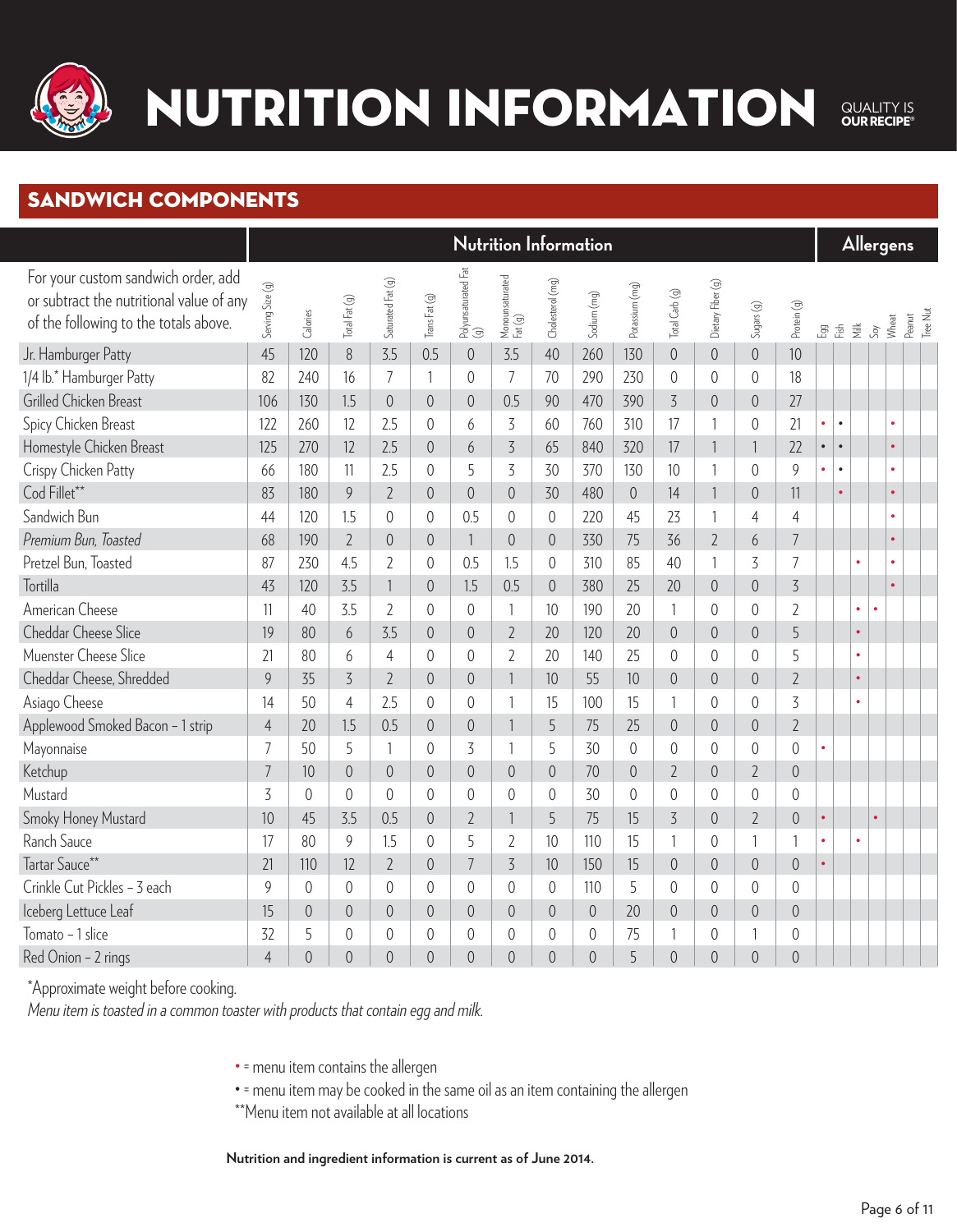# NUTRITION INFORMATION

QUALITY IS OUR RECIPE®

## SANDWICH COMPONENTS

| For your custom sandwich order, add or subtract the nutritional value of any of the following to the totals above. | Nutrition Information | | | | | | | | | | | | | | Allergens | | | | | | |
|---|---|---|---|---|---|---|---|---|---|---|---|---|---|---|---|---|---|---|---|---|---|
| | Serving Size (g) | Calories | Total Fat (g) | Saturated Fat (g) | Trans Fat (g) | Polyunsaturated Fat (g) | Monounsaturated Fat (g) | Cholesterol (mg) | Sodium (mg) | Potassium (mg) | Total Carb (g) | Dietary Fiber (g) | Sugars (g) | Protein (g) | Egg | Fish | Milk | Soy | Wheat | Peanut | Tree Nut |
| Jr. Hamburger Patty | 45 | 120 | 8 | 3.5 | 0.5 | 0 | 3.5 | 40 | 260 | 130 | 0 | 0 | 0 | 10 | | | | | | | |
| 1/4 lb.* Hamburger Patty | 82 | 240 | 16 | 7 | 1 | 0 | 7 | 70 | 290 | 230 | 0 | 0 | 0 | 18 | | | | | | | |
| Grilled Chicken Breast | 106 | 130 | 1.5 | 0 | 0 | 0 | 0.5 | 90 | 470 | 390 | 3 | 0 | 0 | 27 | | | | | | | |
| Spicy Chicken Breast | 122 | 260 | 12 | 2.5 | 0 | 6 | 3 | 60 | 760 | 310 | 17 | 1 | 0 | 21 | • | • | | | • | | |
| Homestyle Chicken Breast | 125 | 270 | 12 | 2.5 | 0 | 6 | 3 | 65 | 840 | 320 | 17 | 1 | 1 | 22 | • | • | | | • | | |
| Crispy Chicken Patty | 66 | 180 | 11 | 2.5 | 0 | 5 | 3 | 30 | 370 | 130 | 10 | 1 | 0 | 9 | • | • | | | • | | |
| Cod Fillet** | 83 | 180 | 9 | 2 | 0 | 0 | 0 | 30 | 480 | 0 | 14 | 1 | 0 | 11 | | • | | | • | | |
| Sandwich Bun | 44 | 120 | 1.5 | 0 | 0 | 0.5 | 0 | 0 | 220 | 45 | 23 | 1 | 4 | 4 | | | | | • | | |
| *Premium Bun, Toasted* | 68 | 190 | 2 | 0 | 0 | 1 | 0 | 0 | 330 | 75 | 36 | 2 | 6 | 7 | | | | | • | | |
| Pretzel Bun, Toasted | 87 | 230 | 4.5 | 2 | 0 | 0.5 | 1.5 | 0 | 310 | 85 | 40 | 1 | 3 | 7 | | | • | | • | | |
| Tortilla | 43 | 120 | 3.5 | 1 | 0 | 1.5 | 0.5 | 0 | 380 | 25 | 20 | 0 | 0 | 3 | | | | | • | | |
| American Cheese | 11 | 40 | 3.5 | 2 | 0 | 0 | 1 | 10 | 190 | 20 | 1 | 0 | 0 | 2 | | | • | • | | | |
| Cheddar Cheese Slice | 19 | 80 | 6 | 3.5 | 0 | 0 | 2 | 20 | 120 | 20 | 0 | 0 | 0 | 5 | | | • | | | | |
| Muenster Cheese Slice | 21 | 80 | 6 | 4 | 0 | 0 | 2 | 20 | 140 | 25 | 0 | 0 | 0 | 5 | | | • | | | | |
| Cheddar Cheese, Shredded | 9 | 35 | 3 | 2 | 0 | 0 | 1 | 10 | 55 | 10 | 0 | 0 | 0 | 2 | | | • | | | | |
| Asiago Cheese | 14 | 50 | 4 | 2.5 | 0 | 0 | 1 | 15 | 100 | 15 | 1 | 0 | 0 | 3 | | | • | | | | |
| Applewood Smoked Bacon – 1 strip | 4 | 20 | 1.5 | 0.5 | 0 | 0 | 1 | 5 | 75 | 25 | 0 | 0 | 0 | 2 | | | | | | | |
| Mayonnaise | 7 | 50 | 5 | 1 | 0 | 3 | 1 | 5 | 30 | 0 | 0 | 0 | 0 | 0 | • | | | | | | |
| Ketchup | 7 | 10 | 0 | 0 | 0 | 0 | 0 | 0 | 70 | 0 | 2 | 0 | 2 | 0 | | | | | | | |
| Mustard | 3 | 0 | 0 | 0 | 0 | 0 | 0 | 0 | 30 | 0 | 0 | 0 | 0 | 0 | | | | | | | |
| Smoky Honey Mustard | 10 | 45 | 3.5 | 0.5 | 0 | 2 | 1 | 5 | 75 | 15 | 3 | 0 | 2 | 0 | • | | | • | | | |
| Ranch Sauce | 17 | 80 | 9 | 1.5 | 0 | 5 | 2 | 10 | 110 | 15 | 1 | 0 | 1 | 1 | • | | • | | | | |
| Tartar Sauce** | 21 | 110 | 12 | 2 | 0 | 7 | 3 | 10 | 150 | 15 | 0 | 0 | 0 | 0 | • | | | | | | |
| Crinkle Cut Pickles – 3 each | 9 | 0 | 0 | 0 | 0 | 0 | 0 | 0 | 110 | 5 | 0 | 0 | 0 | 0 | | | | | | | |
| Iceberg Lettuce Leaf | 15 | 0 | 0 | 0 | 0 | 0 | 0 | 0 | 0 | 20 | 0 | 0 | 0 | 0 | | | | | | | |
| Tomato – 1 slice | 32 | 5 | 0 | 0 | 0 | 0 | 0 | 0 | 0 | 75 | 1 | 0 | 1 | 0 | | | | | | | |
| Red Onion – 2 rings | 4 | 0 | 0 | 0 | 0 | 0 | 0 | 0 | 0 | 5 | 0 | 0 | 0 | 0 | | | | | | | |

*Approximate weight before cooking.

*Menu item is toasted in a common toaster with products that contain egg and milk.*

• = menu item contains the allergen
• = menu item may be cooked in the same oil as an item containing the allergen
**Menu item not available at all locations

**Nutrition and ingredient information is current as of June 2014.**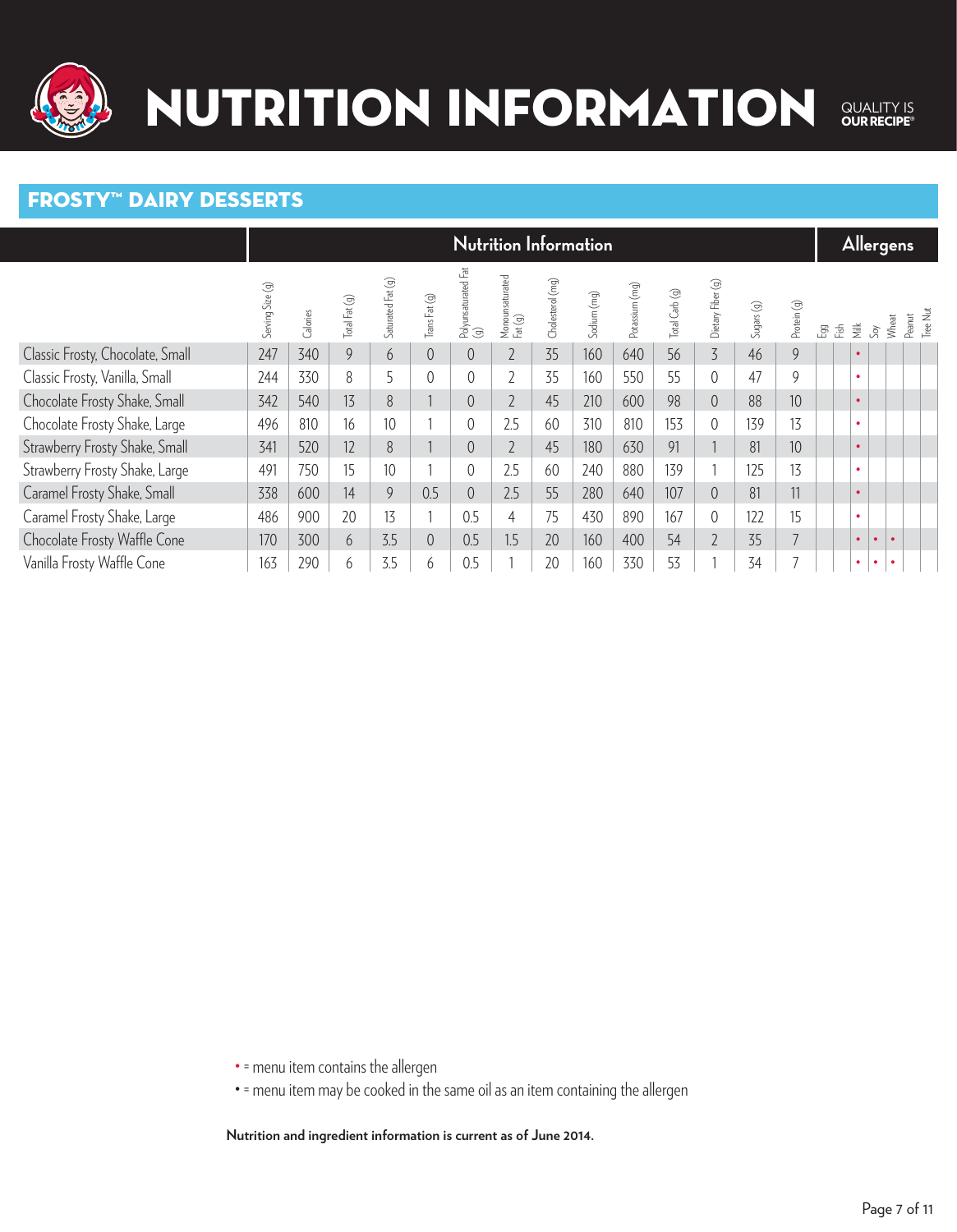# NUTRITION INFORMATION

QUALITY IS OUR RECIPE®

## FROSTY™ DAIRY DESSERTS

| | Nutrition Information | | | | | | | | | | | | | | Allergens | | | | | | | |
|---|---|---|---|---|---|---|---|---|---|---|---|---|---|---|---|---|---|---|---|---|---|---|
| | Serving Size (g) | Calories | Total Fat (g) | Saturated Fat (g) | Trans Fat (g) | Polyunsaturated Fat (g) | Monounsaturated Fat (g) | Cholesterol (mg) | Sodium (mg) | Potassium (mg) | Total Carb (g) | Dietary Fiber (g) | Sugars (g) | Protein (g) | Egg | Fish | Milk | Soy | Wheat | Peanut | Tree Nut |
| Classic Frosty, Chocolate, Small | 247 | 340 | 9 | 6 | 0 | 0 | 2 | 35 | 160 | 640 | 56 | 3 | 46 | 9 | | | • | | | | |
| Classic Frosty, Vanilla, Small | 244 | 330 | 8 | 5 | 0 | 0 | 2 | 35 | 160 | 550 | 55 | 0 | 47 | 9 | | | • | | | | |
| Chocolate Frosty Shake, Small | 342 | 540 | 13 | 8 | 1 | 0 | 2 | 45 | 210 | 600 | 98 | 0 | 88 | 10 | | | • | | | | |
| Chocolate Frosty Shake, Large | 496 | 810 | 16 | 10 | 1 | 0 | 2.5 | 60 | 310 | 810 | 153 | 0 | 139 | 13 | | | • | | | | |
| Strawberry Frosty Shake, Small | 341 | 520 | 12 | 8 | 1 | 0 | 2 | 45 | 180 | 630 | 91 | 1 | 81 | 10 | | | • | | | | |
| Strawberry Frosty Shake, Large | 491 | 750 | 15 | 10 | 1 | 0 | 2.5 | 60 | 240 | 880 | 139 | 1 | 125 | 13 | | | • | | | | |
| Caramel Frosty Shake, Small | 338 | 600 | 14 | 9 | 0.5 | 0 | 2.5 | 55 | 280 | 640 | 107 | 0 | 81 | 11 | | | • | | | | |
| Caramel Frosty Shake, Large | 486 | 900 | 20 | 13 | 1 | 0.5 | 4 | 75 | 430 | 890 | 167 | 0 | 122 | 15 | | | • | | | | |
| Chocolate Frosty Waffle Cone | 170 | 300 | 6 | 3.5 | 0 | 0.5 | 1.5 | 20 | 160 | 400 | 54 | 2 | 35 | 7 | | | • | • | • | | |
| Vanilla Frosty Waffle Cone | 163 | 290 | 6 | 3.5 | 6 | 0.5 | 1 | 20 | 160 | 330 | 53 | 1 | 34 | 7 | | | • | • | • | | |

• = menu item contains the allergen

• = menu item may be cooked in the same oil as an item containing the allergen

**Nutrition and ingredient information is current as of June 2014.**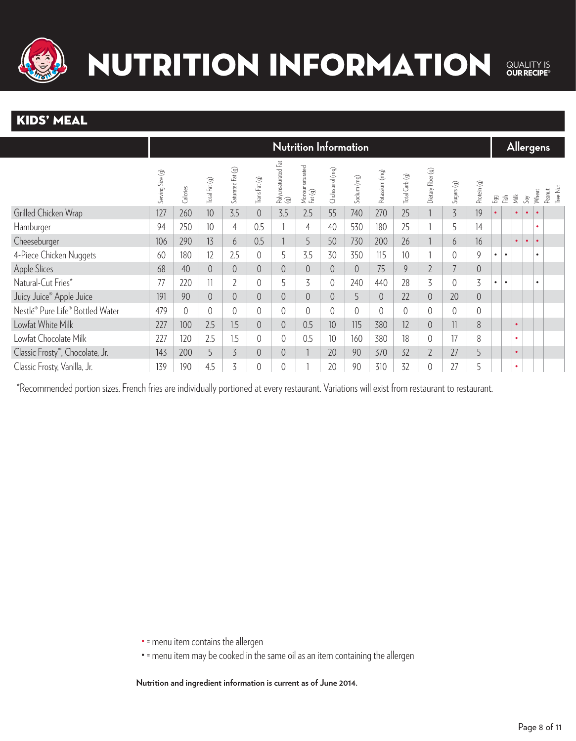# NUTRITION INFORMATION

QUALITY IS OUR RECIPE®

## KIDS' MEAL

| | Nutrition Information | | | | | | | | | | | | | | Allergens | | | | | | |
|---|---|---|---|---|---|---|---|---|---|---|---|---|---|---|---|---|---|---|---|---|---|
| | Serving Size (g) | Calories | Total Fat (g) | Saturated Fat (g) | Trans Fat (g) | Polyunsaturated Fat (g) | Monounsaturated Fat (g) | Cholesterol (mg) | Sodium (mg) | Potassium (mg) | Total Carb (g) | Dietary Fiber (g) | Sugars (g) | Protein (g) | Egg | Fish | Milk | Soy | Wheat | Peanut | Tree Nut |
| Grilled Chicken Wrap | 127 | 260 | 10 | 3.5 | 0 | 3.5 | 2.5 | 55 | 740 | 270 | 25 | 1 | 3 | 19 | • | | • | • | • | | |
| Hamburger | 94 | 250 | 10 | 4 | 0.5 | 1 | 4 | 40 | 530 | 180 | 25 | 1 | 5 | 14 | | | | | • | | |
| Cheeseburger | 106 | 290 | 13 | 6 | 0.5 | 1 | 5 | 50 | 730 | 200 | 26 | 1 | 6 | 16 | | | • | • | • | | |
| 4-Piece Chicken Nuggets | 60 | 180 | 12 | 2.5 | 0 | 5 | 3.5 | 30 | 350 | 115 | 10 | 1 | 0 | 9 | ◦ | ◦ | | | ◦ | | |
| Apple Slices | 68 | 40 | 0 | 0 | 0 | 0 | 0 | 0 | 0 | 75 | 9 | 2 | 7 | 0 | | | | | | | |
| Natural-Cut Fries* | 77 | 220 | 11 | 2 | 0 | 5 | 3 | 0 | 240 | 440 | 28 | 3 | 0 | 3 | ◦ | ◦ | | | ◦ | | |
| Juicy Juice® Apple Juice | 191 | 90 | 0 | 0 | 0 | 0 | 0 | 0 | 5 | 0 | 22 | 0 | 20 | 0 | | | | | | | |
| Nestlé® Pure Life® Bottled Water | 479 | 0 | 0 | 0 | 0 | 0 | 0 | 0 | 0 | 0 | 0 | 0 | 0 | 0 | | | | | | | |
| Lowfat White Milk | 227 | 100 | 2.5 | 1.5 | 0 | 0 | 0.5 | 10 | 115 | 380 | 12 | 0 | 11 | 8 | | | • | | | | |
| Lowfat Chocolate Milk | 227 | 120 | 2.5 | 1.5 | 0 | 0 | 0.5 | 10 | 160 | 380 | 18 | 0 | 17 | 8 | | | • | | | | |
| Classic Frosty™, Chocolate, Jr. | 143 | 200 | 5 | 3 | 0 | 0 | 1 | 20 | 90 | 370 | 32 | 2 | 27 | 5 | | | • | | | | |
| Classic Frosty, Vanilla, Jr. | 139 | 190 | 4.5 | 3 | 0 | 0 | 1 | 20 | 90 | 310 | 32 | 0 | 27 | 5 | | | • | | | | |

*Recommended portion sizes. French fries are individually portioned at every restaurant. Variations will exist from restaurant to restaurant.

• = menu item contains the allergen

◦ = menu item may be cooked in the same oil as an item containing the allergen

**Nutrition and ingredient information is current as of June 2014.**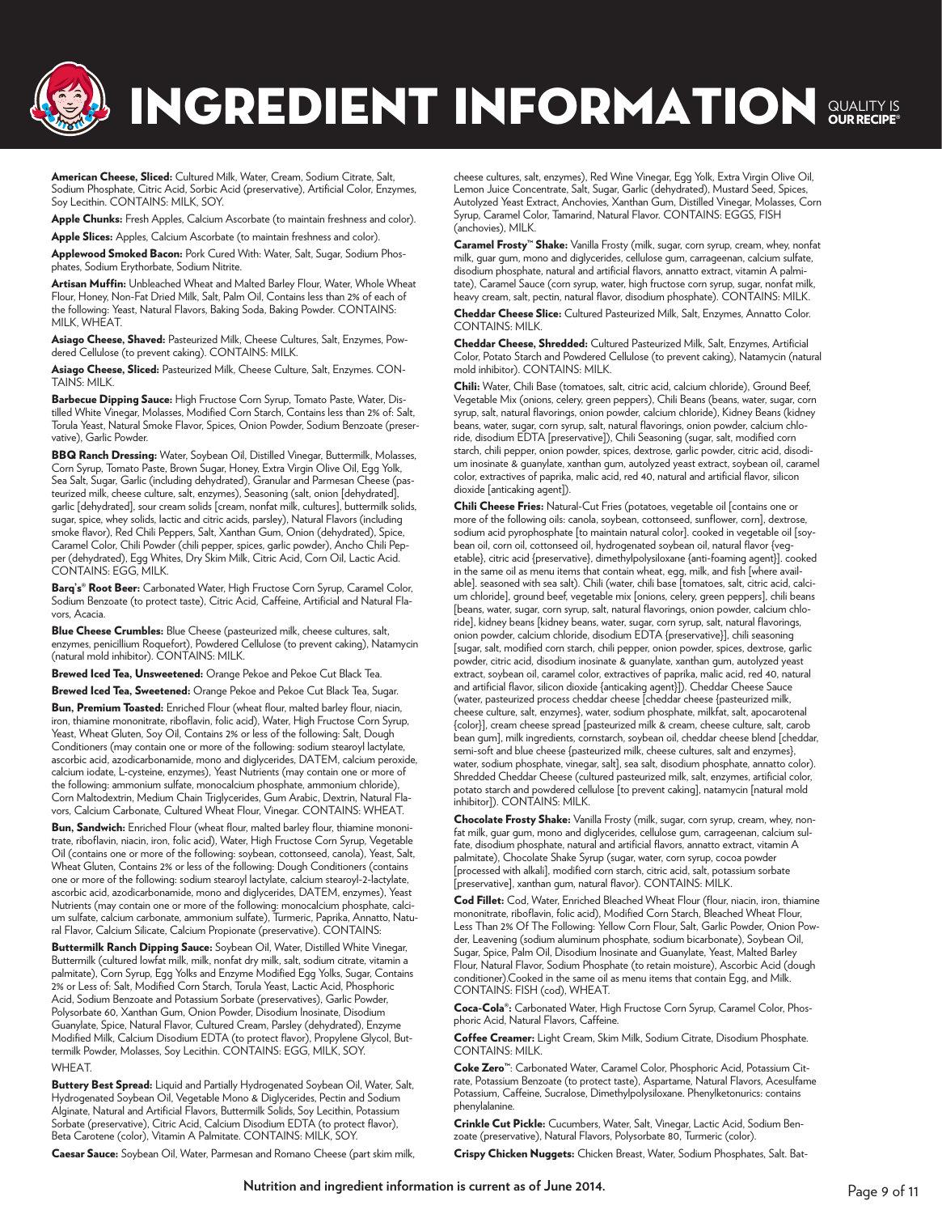# INGREDIENT INFORMATION

QUALITY IS OUR RECIPE®

**American Cheese, Sliced:** Cultured Milk, Water, Cream, Sodium Citrate, Salt, Sodium Phosphate, Citric Acid, Sorbic Acid (preservative), Artificial Color, Enzymes, Soy Lecithin. CONTAINS: MILK, SOY.

**Apple Chunks:** Fresh Apples, Calcium Ascorbate (to maintain freshness and color).

**Apple Slices:** Apples, Calcium Ascorbate (to maintain freshness and color).

**Applewood Smoked Bacon:** Pork Cured With: Water, Salt, Sugar, Sodium Phosphates, Sodium Erythorbate, Sodium Nitrite.

**Artisan Muffin:** Unbleached Wheat and Malted Barley Flour, Water, Whole Wheat Flour, Honey, Non-Fat Dried Milk, Salt, Palm Oil, Contains less than 2% of each of the following: Yeast, Natural Flavors, Baking Soda, Baking Powder. CONTAINS: MILK, WHEAT.

**Asiago Cheese, Shaved:** Pasteurized Milk, Cheese Cultures, Salt, Enzymes, Powdered Cellulose (to prevent caking). CONTAINS: MILK.

**Asiago Cheese, Sliced:** Pasteurized Milk, Cheese Culture, Salt, Enzymes. CONTAINS: MILK.

**Barbecue Dipping Sauce:** High Fructose Corn Syrup, Tomato Paste, Water, Distilled White Vinegar, Molasses, Modified Corn Starch, Contains less than 2% of: Salt, Torula Yeast, Natural Smoke Flavor, Spices, Onion Powder, Sodium Benzoate (preservative), Garlic Powder.

**BBQ Ranch Dressing:** Water, Soybean Oil, Distilled Vinegar, Buttermilk, Molasses, Corn Syrup, Tomato Paste, Brown Sugar, Honey, Extra Virgin Olive Oil, Egg Yolk, Sea Salt, Sugar, Garlic (including dehydrated), Granular and Parmesan Cheese (pasteurized milk, cheese culture, salt, enzymes), Seasoning (salt, onion [dehydrated], garlic [dehydrated], sour cream solids [cream, nonfat milk, cultures], buttermilk solids, sugar, spice, whey solids, lactic and citric acids, parsley), Natural Flavors (including smoke flavor), Red Chili Peppers, Salt, Xanthan Gum, Onion (dehydrated), Spice, Caramel Color, Chili Powder (chili pepper, spices, garlic powder), Ancho Chili Pepper (dehydrated), Egg Whites, Dry Skim Milk, Citric Acid, Corn Oil, Lactic Acid. CONTAINS: EGG, MILK.

**Barq's® Root Beer:** Carbonated Water, High Fructose Corn Syrup, Caramel Color, Sodium Benzoate (to protect taste), Citric Acid, Caffeine, Artificial and Natural Flavors, Acacia.

**Blue Cheese Crumbles:** Blue Cheese (pasteurized milk, cheese cultures, salt, enzymes, penicillium Roquefort), Powdered Cellulose (to prevent caking), Natamycin (natural mold inhibitor). CONTAINS: MILK.

**Brewed Iced Tea, Unsweetened:** Orange Pekoe and Pekoe Cut Black Tea.

**Brewed Iced Tea, Sweetened:** Orange Pekoe and Pekoe Cut Black Tea, Sugar.

**Bun, Premium Toasted:** Enriched Flour (wheat flour, malted barley flour, niacin, iron, thiamine mononitrate, riboflavin, folic acid), Water, High Fructose Corn Syrup, Yeast, Wheat Gluten, Soy Oil, Contains 2% or less of the following: Salt, Dough Conditioners (may contain one or more of the following: sodium stearoyl lactylate, ascorbic acid, azodicarbonamide, mono and diglycerides, DATEM, calcium peroxide, calcium iodate, L-cysteine, enzymes), Yeast Nutrients (may contain one or more of the following: ammonium sulfate, monocalcium phosphate, ammonium chloride), Corn Maltodextrin, Medium Chain Triglycerides, Gum Arabic, Dextrin, Natural Flavors, Calcium Carbonate, Cultured Wheat Flour, Vinegar. CONTAINS: WHEAT.

**Bun, Sandwich:** Enriched Flour (wheat flour, malted barley flour, thiamine mononitrate, riboflavin, niacin, iron, folic acid), Water, High Fructose Corn Syrup, Vegetable Oil (contains one or more of the following: soybean, cottonseed, canola), Yeast, Salt, Wheat Gluten, Contains 2% or less of the following: Dough Conditioners (contains one or more of the following: sodium stearoyl lactylate, calcium stearoyl-2-lactylate, ascorbic acid, azodicarbonamide, mono and diglycerides, DATEM, enzymes), Yeast Nutrients (may contain one or more of the following: monocalcium phosphate, calcium sulfate, calcium carbonate, ammonium sulfate), Turmeric, Paprika, Annatto, Natural Flavor, Calcium Silicate, Calcium Propionate (preservative). CONTAINS:

**Buttermilk Ranch Dipping Sauce:** Soybean Oil, Water, Distilled White Vinegar, Buttermilk (cultured lowfat milk, milk, nonfat dry milk, salt, sodium citrate, vitamin a palmitate), Corn Syrup, Egg Yolks and Enzyme Modified Egg Yolks, Sugar, Contains 2% or Less of: Salt, Modified Corn Starch, Torula Yeast, Lactic Acid, Phosphoric Acid, Sodium Benzoate and Potassium Sorbate (preservatives), Garlic Powder, Polysorbate 60, Xanthan Gum, Onion Powder, Disodium Inosinate, Disodium Guanylate, Spice, Natural Flavor, Cultured Cream, Parsley (dehydrated), Enzyme Modified Milk, Calcium Disodium EDTA (to protect flavor), Propylene Glycol, Buttermilk Powder, Molasses, Soy Lecithin. CONTAINS: EGG, MILK, SOY. WHEAT.

**Buttery Best Spread:** Liquid and Partially Hydrogenated Soybean Oil, Water, Salt, Hydrogenated Soybean Oil, Vegetable Mono & Diglycerides, Pectin and Sodium Alginate, Natural and Artificial Flavors, Buttermilk Solids, Soy Lecithin, Potassium Sorbate (preservative), Citric Acid, Calcium Disodium EDTA (to protect flavor), Beta Carotene (color), Vitamin A Palmitate. CONTAINS: MILK, SOY.

**Caesar Sauce:** Soybean Oil, Water, Parmesan and Romano Cheese (part skim milk, cheese cultures, salt, enzymes), Red Wine Vinegar, Egg Yolk, Extra Virgin Olive Oil, Lemon Juice Concentrate, Salt, Sugar, Garlic (dehydrated), Mustard Seed, Spices, Autolyzed Yeast Extract, Anchovies, Xanthan Gum, Distilled Vinegar, Molasses, Corn Syrup, Caramel Color, Tamarind, Natural Flavor. CONTAINS: EGGS, FISH (anchovies), MILK.

**Caramel Frosty™ Shake:** Vanilla Frosty (milk, sugar, corn syrup, cream, whey, nonfat milk, guar gum, mono and diglycerides, cellulose gum, carrageenan, calcium sulfate, disodium phosphate, natural and artificial flavors, annatto extract, vitamin A palmitate), Caramel Sauce (corn syrup, water, high fructose corn syrup, sugar, nonfat milk, heavy cream, salt, pectin, natural flavor, disodium phosphate). CONTAINS: MILK.

**Cheddar Cheese Slice:** Cultured Pasteurized Milk, Salt, Enzymes, Annatto Color. CONTAINS: MILK.

**Cheddar Cheese, Shredded:** Cultured Pasteurized Milk, Salt, Enzymes, Artificial Color, Potato Starch and Powdered Cellulose (to prevent caking), Natamycin (natural mold inhibitor). CONTAINS: MILK.

**Chili:** Water, Chili Base (tomatoes, salt, citric acid, calcium chloride), Ground Beef, Vegetable Mix (onions, celery, green peppers), Chili Beans (beans, water, sugar, corn syrup, salt, natural flavorings, onion powder, calcium chloride), Kidney Beans (kidney beans, water, sugar, corn syrup, salt, natural flavorings, onion powder, calcium chloride, disodium EDTA [preservative]), Chili Seasoning (sugar, salt, modified corn starch, chili pepper, onion powder, spices, dextrose, garlic powder, citric acid, disodium inosinate & guanylate, xanthan gum, autolyzed yeast extract, soybean oil, caramel color, extractives of paprika, malic acid, red 40, natural and artificial flavor, silicon dioxide [anticaking agent]).

**Chili Cheese Fries:** Natural-Cut Fries (potatoes, vegetable oil [contains one or more of the following oils: canola, soybean, cottonseed, sunflower, corn], dextrose, sodium acid pyrophosphate [to maintain natural color]. cooked in vegetable oil [soybean oil, corn oil, cottonseed oil, hydrogenated soybean oil, natural flavor {vegetable}, citric acid {preservative}, dimethylpolysiloxane {anti-foaming agent}]. cooked in the same oil as menu items that contain wheat, egg, milk, and fish [where available]. seasoned with sea salt). Chili (water, chili base [tomatoes, salt, citric acid, calcium chloride], ground beef, vegetable mix [onions, celery, green peppers], chili beans [beans, water, sugar, corn syrup, salt, natural flavorings, onion powder, calcium chloride], kidney beans [kidney beans, water, sugar, corn syrup, salt, natural flavorings, onion powder, calcium chloride, disodium EDTA {preservative}], chili seasoning [sugar, salt, modified corn starch, chili pepper, onion powder, spices, dextrose, garlic powder, citric acid, disodium inosinate & guanylate, xanthan gum, autolyzed yeast extract, soybean oil, caramel color, extractives of paprika, malic acid, red 40, natural and artificial flavor, silicon dioxide {anticaking agent}]). Cheddar Cheese Sauce (water, pasteurized process cheddar cheese [cheddar cheese {pasteurized milk, cheese culture, salt, enzymes}, water, sodium phosphate, milkfat, salt, apocarotenal {color}], cream cheese spread [pasteurized milk & cream, cheese culture, salt, carob bean gum], milk ingredients, cornstarch, soybean oil, cheddar cheese blend [cheddar, semi-soft and blue cheese {pasteurized milk, cheese cultures, salt and enzymes}, water, sodium phosphate, vinegar, salt], sea salt, disodium phosphate, annatto color). Shredded Cheddar Cheese (cultured pasteurized milk, salt, enzymes, artificial color, potato starch and powdered cellulose [to prevent caking], natamycin [natural mold inhibitor]). CONTAINS: MILK.

**Chocolate Frosty Shake:** Vanilla Frosty (milk, sugar, corn syrup, cream, whey, nonfat milk, guar gum, mono and diglycerides, cellulose gum, carrageenan, calcium sulfate, disodium phosphate, natural and artificial flavors, annatto extract, vitamin A palmitate), Chocolate Shake Syrup (sugar, water, corn syrup, cocoa powder [processed with alkali], modified corn starch, citric acid, salt, potassium sorbate [preservative], xanthan gum, natural flavor). CONTAINS: MILK.

**Cod Fillet:** Cod, Water, Enriched Bleached Wheat Flour (flour, niacin, iron, thiamine mononitrate, riboflavin, folic acid), Modified Corn Starch, Bleached Wheat Flour, Less Than 2% Of The Following: Yellow Corn Flour, Salt, Garlic Powder, Onion Powder, Leavening (sodium aluminum phosphate, sodium bicarbonate), Soybean Oil, Sugar, Spice, Palm Oil, Disodium Inosinate and Guanylate, Yeast, Malted Barley Flour, Natural Flavor, Sodium Phosphate (to retain moisture), Ascorbic Acid (dough conditioner).Cooked in the same oil as menu items that contain Egg, and Milk. CONTAINS: FISH (cod), WHEAT.

**Coca-Cola®:** Carbonated Water, High Fructose Corn Syrup, Caramel Color, Phosphoric Acid, Natural Flavors, Caffeine.

**Coffee Creamer:** Light Cream, Skim Milk, Sodium Citrate, Disodium Phosphate. CONTAINS: MILK.

**Coke Zero™**: Carbonated Water, Caramel Color, Phosphoric Acid, Potassium Citrate, Potassium Benzoate (to protect taste), Aspartame, Natural Flavors, Acesulfame Potassium, Caffeine, Sucralose, Dimethylpolysiloxane. Phenylketonurics: contains phenylalanine.

**Crinkle Cut Pickle:** Cucumbers, Water, Salt, Vinegar, Lactic Acid, Sodium Benzoate (preservative), Natural Flavors, Polysorbate 80, Turmeric (color).

**Crispy Chicken Nuggets:** Chicken Breast, Water, Sodium Phosphates, Salt. Bat-

Nutrition and ingredient information is current as of June 2014.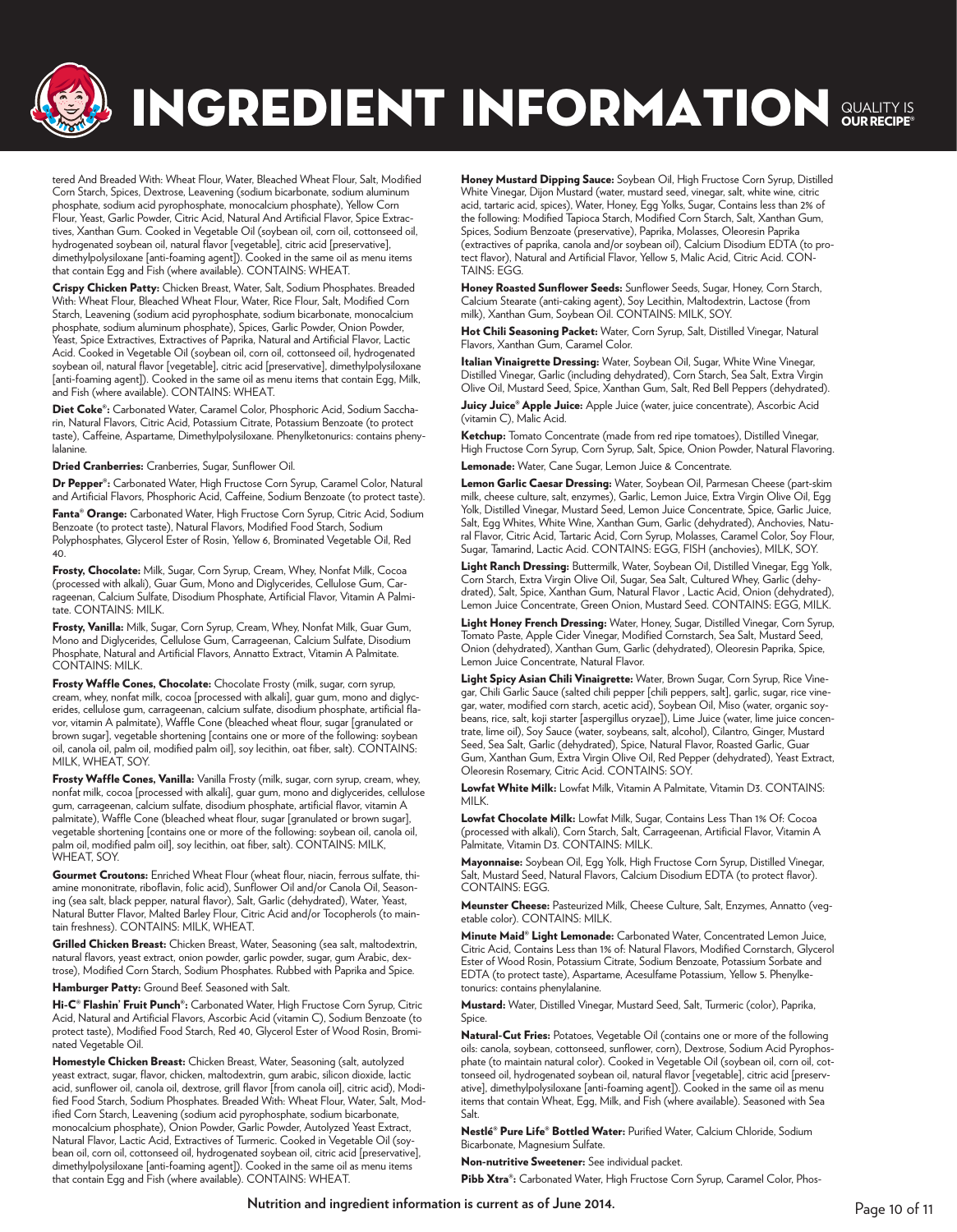# INGREDIENT INFORMATION

QUALITY IS **OUR RECIPE®**

tered And Breaded With: Wheat Flour, Water, Bleached Wheat Flour, Salt, Modified Corn Starch, Spices, Dextrose, Leavening (sodium bicarbonate, sodium aluminum phosphate, sodium acid pyrophosphate, monocalcium phosphate), Yellow Corn Flour, Yeast, Garlic Powder, Citric Acid, Natural And Artificial Flavor, Spice Extractives, Xanthan Gum. Cooked in Vegetable Oil (soybean oil, corn oil, cottonseed oil, hydrogenated soybean oil, natural flavor [vegetable], citric acid [preservative], dimethylpolysiloxane [anti-foaming agent]). Cooked in the same oil as menu items that contain Egg and Fish (where available). CONTAINS: WHEAT.

**Crispy Chicken Patty:** Chicken Breast, Water, Salt, Sodium Phosphates. Breaded With: Wheat Flour, Bleached Wheat Flour, Water, Rice Flour, Salt, Modified Corn Starch, Leavening (sodium acid pyrophosphate, sodium bicarbonate, monocalcium phosphate, sodium aluminum phosphate), Spices, Garlic Powder, Onion Powder, Yeast, Spice Extractives, Extractives of Paprika, Natural and Artificial Flavor, Lactic Acid. Cooked in Vegetable Oil (soybean oil, corn oil, cottonseed oil, hydrogenated soybean oil, natural flavor [vegetable], citric acid [preservative], dimethylpolysiloxane [anti-foaming agent]). Cooked in the same oil as menu items that contain Egg, Milk, and Fish (where available). CONTAINS: WHEAT.

**Diet Coke®:** Carbonated Water, Caramel Color, Phosphoric Acid, Sodium Saccharin, Natural Flavors, Citric Acid, Potassium Citrate, Potassium Benzoate (to protect taste), Caffeine, Aspartame, Dimethylpolysiloxane. Phenylketonurics: contains phenylalanine.

**Dried Cranberries:** Cranberries, Sugar, Sunflower Oil.

**Dr Pepper®:** Carbonated Water, High Fructose Corn Syrup, Caramel Color, Natural and Artificial Flavors, Phosphoric Acid, Caffeine, Sodium Benzoate (to protect taste).

**Fanta® Orange:** Carbonated Water, High Fructose Corn Syrup, Citric Acid, Sodium Benzoate (to protect taste), Natural Flavors, Modified Food Starch, Sodium Polyphosphates, Glycerol Ester of Rosin, Yellow 6, Brominated Vegetable Oil, Red 40.

**Frosty, Chocolate:** Milk, Sugar, Corn Syrup, Cream, Whey, Nonfat Milk, Cocoa (processed with alkali), Guar Gum, Mono and Diglycerides, Cellulose Gum, Carrageenan, Calcium Sulfate, Disodium Phosphate, Artificial Flavor, Vitamin A Palmitate. CONTAINS: MILK.

**Frosty, Vanilla:** Milk, Sugar, Corn Syrup, Cream, Whey, Nonfat Milk, Guar Gum, Mono and Diglycerides, Cellulose Gum, Carrageenan, Calcium Sulfate, Disodium Phosphate, Natural and Artificial Flavors, Annatto Extract, Vitamin A Palmitate. CONTAINS: MILK.

**Frosty Waffle Cones, Chocolate:** Chocolate Frosty (milk, sugar, corn syrup, cream, whey, nonfat milk, cocoa [processed with alkali], guar gum, mono and diglycerides, cellulose gum, carrageenan, calcium sulfate, disodium phosphate, artificial flavor, vitamin A palmitate), Waffle Cone (bleached wheat flour, sugar [granulated or brown sugar], vegetable shortening [contains one or more of the following: soybean oil, canola oil, palm oil, modified palm oil], soy lecithin, oat fiber, salt). CONTAINS: MILK, WHEAT, SOY.

**Frosty Waffle Cones, Vanilla:** Vanilla Frosty (milk, sugar, corn syrup, cream, whey, nonfat milk, cocoa [processed with alkali], guar gum, mono and diglycerides, cellulose gum, carrageenan, calcium sulfate, disodium phosphate, artificial flavor, vitamin A palmitate), Waffle Cone (bleached wheat flour, sugar [granulated or brown sugar], vegetable shortening [contains one or more of the following: soybean oil, canola oil, palm oil, modified palm oil], soy lecithin, oat fiber, salt). CONTAINS: MILK, WHEAT, SOY.

**Gourmet Croutons:** Enriched Wheat Flour (wheat flour, niacin, ferrous sulfate, thiamine mononitrate, riboflavin, folic acid), Sunflower Oil and/or Canola Oil, Seasoning (sea salt, black pepper, natural flavor), Salt, Garlic (dehydrated), Water, Yeast, Natural Butter Flavor, Malted Barley Flour, Citric Acid and/or Tocopherols (to maintain freshness). CONTAINS: MILK, WHEAT.

**Grilled Chicken Breast:** Chicken Breast, Water, Seasoning (sea salt, maltodextrin, natural flavors, yeast extract, onion powder, garlic powder, sugar, gum Arabic, dextrose), Modified Corn Starch, Sodium Phosphates. Rubbed with Paprika and Spice.

**Hamburger Patty:** Ground Beef. Seasoned with Salt.

**Hi-C® Flashin' Fruit Punch®:** Carbonated Water, High Fructose Corn Syrup, Citric Acid, Natural and Artificial Flavors, Ascorbic Acid (vitamin C), Sodium Benzoate (to protect taste), Modified Food Starch, Red 40, Glycerol Ester of Wood Rosin, Brominated Vegetable Oil.

**Homestyle Chicken Breast:** Chicken Breast, Water, Seasoning (salt, autolyzed yeast extract, sugar, flavor, chicken, maltodextrin, gum arabic, silicon dioxide, lactic acid, sunflower oil, canola oil, dextrose, grill flavor [from canola oil], citric acid), Modified Food Starch, Sodium Phosphates. Breaded With: Wheat Flour, Water, Salt, Modified Corn Starch, Leavening (sodium acid pyrophosphate, sodium bicarbonate, monocalcium phosphate), Onion Powder, Garlic Powder, Autolyzed Yeast Extract, Natural Flavor, Lactic Acid, Extractives of Turmeric. Cooked in Vegetable Oil (soybean oil, corn oil, cottonseed oil, hydrogenated soybean oil, citric acid [preservative], dimethylpolysiloxane [anti-foaming agent]). Cooked in the same oil as menu items that contain Egg and Fish (where available). CONTAINS: WHEAT.

**Honey Mustard Dipping Sauce:** Soybean Oil, High Fructose Corn Syrup, Distilled White Vinegar, Dijon Mustard (water, mustard seed, vinegar, salt, white wine, citric acid, tartaric acid, spices), Water, Honey, Egg Yolks, Sugar, Contains less than 2% of the following: Modified Tapioca Starch, Modified Corn Starch, Salt, Xanthan Gum, Spices, Sodium Benzoate (preservative), Paprika, Molasses, Oleoresin Paprika (extractives of paprika, canola and/or soybean oil), Calcium Disodium EDTA (to protect flavor), Natural and Artificial Flavor, Yellow 5, Malic Acid, Citric Acid. CONTAINS: EGG.

**Honey Roasted Sunflower Seeds:** Sunflower Seeds, Sugar, Honey, Corn Starch, Calcium Stearate (anti-caking agent), Soy Lecithin, Maltodextrin, Lactose (from milk), Xanthan Gum, Soybean Oil. CONTAINS: MILK, SOY.

**Hot Chili Seasoning Packet:** Water, Corn Syrup, Salt, Distilled Vinegar, Natural Flavors, Xanthan Gum, Caramel Color.

**Italian Vinaigrette Dressing:** Water, Soybean Oil, Sugar, White Wine Vinegar, Distilled Vinegar, Garlic (including dehydrated), Corn Starch, Sea Salt, Extra Virgin Olive Oil, Mustard Seed, Spice, Xanthan Gum, Salt, Red Bell Peppers (dehydrated).

**Juicy Juice® Apple Juice:** Apple Juice (water, juice concentrate), Ascorbic Acid (vitamin C), Malic Acid.

**Ketchup:** Tomato Concentrate (made from red ripe tomatoes), Distilled Vinegar, High Fructose Corn Syrup, Corn Syrup, Salt, Spice, Onion Powder, Natural Flavoring.

**Lemonade:** Water, Cane Sugar, Lemon Juice & Concentrate.

**Lemon Garlic Caesar Dressing:** Water, Soybean Oil, Parmesan Cheese (part-skim milk, cheese culture, salt, enzymes), Garlic, Lemon Juice, Extra Virgin Olive Oil, Egg Yolk, Distilled Vinegar, Mustard Seed, Lemon Juice Concentrate, Spice, Garlic Juice, Salt, Egg Whites, White Wine, Xanthan Gum, Garlic (dehydrated), Anchovies, Natural Flavor, Citric Acid, Tartaric Acid, Corn Syrup, Molasses, Caramel Color, Soy Flour, Sugar, Tamarind, Lactic Acid. CONTAINS: EGG, FISH (anchovies), MILK, SOY.

**Light Ranch Dressing:** Buttermilk, Water, Soybean Oil, Distilled Vinegar, Egg Yolk, Corn Starch, Extra Virgin Olive Oil, Sugar, Sea Salt, Cultured Whey, Garlic (dehydrated), Salt, Spice, Xanthan Gum, Natural Flavor , Lactic Acid, Onion (dehydrated), Lemon Juice Concentrate, Green Onion, Mustard Seed. CONTAINS: EGG, MILK.

**Light Honey French Dressing:** Water, Honey, Sugar, Distilled Vinegar, Corn Syrup, Tomato Paste, Apple Cider Vinegar, Modified Cornstarch, Sea Salt, Mustard Seed, Onion (dehydrated), Xanthan Gum, Garlic (dehydrated), Oleoresin Paprika, Spice, Lemon Juice Concentrate, Natural Flavor.

**Light Spicy Asian Chili Vinaigrette:** Water, Brown Sugar, Corn Syrup, Rice Vinegar, Chili Garlic Sauce (salted chili pepper [chili peppers, salt], garlic, sugar, rice vinegar, water, modified corn starch, acetic acid), Soybean Oil, Miso (water, organic soybeans, rice, salt, koji starter [aspergillus oryzae]), Lime Juice (water, lime juice concentrate, lime oil), Soy Sauce (water, soybeans, salt, alcohol), Cilantro, Ginger, Mustard Seed, Sea Salt, Garlic (dehydrated), Spice, Natural Flavor, Roasted Garlic, Guar Gum, Xanthan Gum, Extra Virgin Olive Oil, Red Pepper (dehydrated), Yeast Extract, Oleoresin Rosemary, Citric Acid. CONTAINS: SOY.

**Lowfat White Milk:** Lowfat Milk, Vitamin A Palmitate, Vitamin D3. CONTAINS: MILK.

**Lowfat Chocolate Milk:** Lowfat Milk, Sugar, Contains Less Than 1% Of: Cocoa (processed with alkali), Corn Starch, Salt, Carrageenan, Artificial Flavor, Vitamin A Palmitate, Vitamin D3. CONTAINS: MILK.

**Mayonnaise:** Soybean Oil, Egg Yolk, High Fructose Corn Syrup, Distilled Vinegar, Salt, Mustard Seed, Natural Flavors, Calcium Disodium EDTA (to protect flavor). CONTAINS: EGG.

**Meunster Cheese:** Pasteurized Milk, Cheese Culture, Salt, Enzymes, Annatto (vegetable color). CONTAINS: MILK.

**Minute Maid® Light Lemonade:** Carbonated Water, Concentrated Lemon Juice, Citric Acid, Contains Less than 1% of: Natural Flavors, Modified Cornstarch, Glycerol Ester of Wood Rosin, Potassium Citrate, Sodium Benzoate, Potassium Sorbate and EDTA (to protect taste), Aspartame, Acesulfame Potassium, Yellow 5. Phenylketonurics: contains phenylalanine.

**Mustard:** Water, Distilled Vinegar, Mustard Seed, Salt, Turmeric (color), Paprika, Spice.

**Natural-Cut Fries:** Potatoes, Vegetable Oil (contains one or more of the following oils: canola, soybean, cottonseed, sunflower, corn), Dextrose, Sodium Acid Pyrophosphate (to maintain natural color). Cooked in Vegetable Oil (soybean oil, corn oil, cottonseed oil, hydrogenated soybean oil, natural flavor [vegetable], citric acid [preservative], dimethylpolysiloxane [anti-foaming agent]). Cooked in the same oil as menu items that contain Wheat, Egg, Milk, and Fish (where available). Seasoned with Sea Salt.

**Nestlé® Pure Life® Bottled Water:** Purified Water, Calcium Chloride, Sodium Bicarbonate, Magnesium Sulfate.

**Non-nutritive Sweetener:** See individual packet.

**Pibb Xtra®:** Carbonated Water, High Fructose Corn Syrup, Caramel Color, Phos-

Nutrition and ingredient information is current as of June 2014.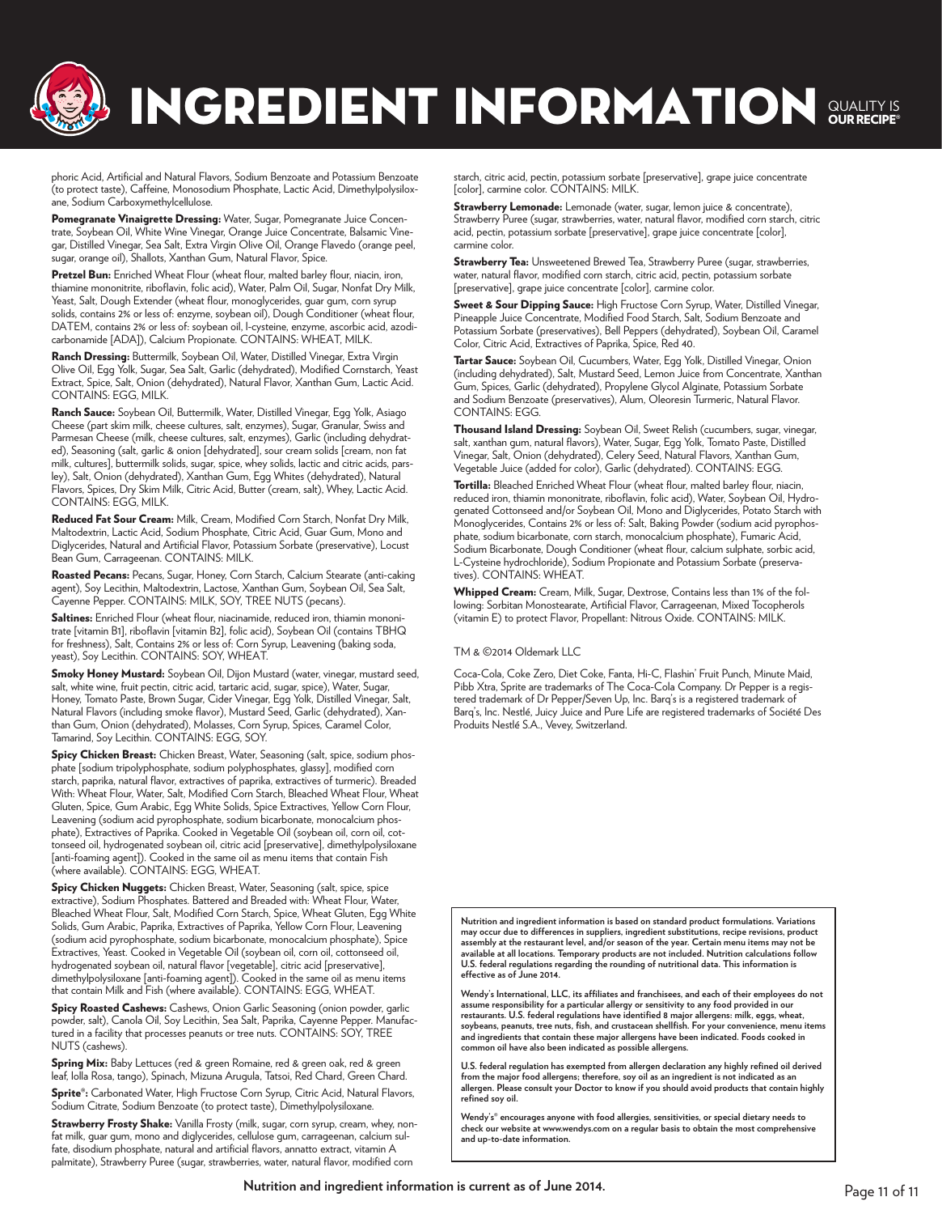# INGREDIENT INFORMATION

QUALITY IS **OUR RECIPE®**

phoric Acid, Artificial and Natural Flavors, Sodium Benzoate and Potassium Benzoate (to protect taste), Caffeine, Monosodium Phosphate, Lactic Acid, Dimethylpolysiloxane, Sodium Carboxymethylcellulose.

**Pomegranate Vinaigrette Dressing:** Water, Sugar, Pomegranate Juice Concentrate, Soybean Oil, White Wine Vinegar, Orange Juice Concentrate, Balsamic Vinegar, Distilled Vinegar, Sea Salt, Extra Virgin Olive Oil, Orange Flavedo (orange peel, sugar, orange oil), Shallots, Xanthan Gum, Natural Flavor, Spice.

**Pretzel Bun:** Enriched Wheat Flour (wheat flour, malted barley flour, niacin, iron, thiamine mononitrite, riboflavin, folic acid), Water, Palm Oil, Sugar, Nonfat Dry Milk, Yeast, Salt, Dough Extender (wheat flour, monoglycerides, guar gum, corn syrup solids, contains 2% or less of: enzyme, soybean oil), Dough Conditioner (wheat flour, DATEM, contains 2% or less of: soybean oil, l-cysteine, enzyme, ascorbic acid, azodicarbonamide [ADA]), Calcium Propionate. CONTAINS: WHEAT, MILK.

**Ranch Dressing:** Buttermilk, Soybean Oil, Water, Distilled Vinegar, Extra Virgin Olive Oil, Egg Yolk, Sugar, Sea Salt, Garlic (dehydrated), Modified Cornstarch, Yeast Extract, Spice, Salt, Onion (dehydrated), Natural Flavor, Xanthan Gum, Lactic Acid. CONTAINS: EGG, MILK.

**Ranch Sauce:** Soybean Oil, Buttermilk, Water, Distilled Vinegar, Egg Yolk, Asiago Cheese (part skim milk, cheese cultures, salt, enzymes), Sugar, Granular, Swiss and Parmesan Cheese (milk, cheese cultures, salt, enzymes), Garlic (including dehydrated), Seasoning (salt, garlic & onion [dehydrated], sour cream solids [cream, non fat milk, cultures], buttermilk solids, sugar, spice, whey solids, lactic and citric acids, parsley), Salt, Onion (dehydrated), Xanthan Gum, Egg Whites (dehydrated), Natural Flavors, Spices, Dry Skim Milk, Citric Acid, Butter (cream, salt), Whey, Lactic Acid. CONTAINS: EGG, MILK.

**Reduced Fat Sour Cream:** Milk, Cream, Modified Corn Starch, Nonfat Dry Milk, Maltodextrin, Lactic Acid, Sodium Phosphate, Citric Acid, Guar Gum, Mono and Diglycerides, Natural and Artificial Flavor, Potassium Sorbate (preservative), Locust Bean Gum, Carrageenan. CONTAINS: MILK.

**Roasted Pecans:** Pecans, Sugar, Honey, Corn Starch, Calcium Stearate (anti-caking agent), Soy Lecithin, Maltodextrin, Lactose, Xanthan Gum, Soybean Oil, Sea Salt, Cayenne Pepper. CONTAINS: MILK, SOY, TREE NUTS (pecans).

**Saltines:** Enriched Flour (wheat flour, niacinamide, reduced iron, thiamin mononitrate [vitamin B1], riboflavin [vitamin B2], folic acid), Soybean Oil (contains TBHQ for freshness), Salt, Contains 2% or less of: Corn Syrup, Leavening (baking soda, yeast), Soy Lecithin. CONTAINS: SOY, WHEAT.

**Smoky Honey Mustard:** Soybean Oil, Dijon Mustard (water, vinegar, mustard seed, salt, white wine, fruit pectin, citric acid, tartaric acid, sugar, spice), Water, Sugar, Honey, Tomato Paste, Brown Sugar, Cider Vinegar, Egg Yolk, Distilled Vinegar, Salt, Natural Flavors (including smoke flavor), Mustard Seed, Garlic (dehydrated), Xanthan Gum, Onion (dehydrated), Molasses, Corn Syrup, Spices, Caramel Color, Tamarind, Soy Lecithin. CONTAINS: EGG, SOY.

**Spicy Chicken Breast:** Chicken Breast, Water, Seasoning (salt, spice, sodium phosphate [sodium tripolyphosphate, sodium polyphosphates, glassy], modified corn starch, paprika, natural flavor, extractives of paprika, extractives of turmeric). Breaded With: Wheat Flour, Water, Salt, Modified Corn Starch, Bleached Wheat Flour, Wheat Gluten, Spice, Gum Arabic, Egg White Solids, Spice Extractives, Yellow Corn Flour, Leavening (sodium acid pyrophosphate, sodium bicarbonate, monocalcium phosphate), Extractives of Paprika. Cooked in Vegetable Oil (soybean oil, corn oil, cottonseed oil, hydrogenated soybean oil, citric acid [preservative], dimethylpolysiloxane [anti-foaming agent]). Cooked in the same oil as menu items that contain Fish (where available). CONTAINS: EGG, WHEAT.

**Spicy Chicken Nuggets:** Chicken Breast, Water, Seasoning (salt, spice, spice extractive), Sodium Phosphates. Battered and Breaded with: Wheat Flour, Water, Bleached Wheat Flour, Salt, Modified Corn Starch, Spice, Wheat Gluten, Egg White Solids, Gum Arabic, Paprika, Extractives of Paprika, Yellow Corn Flour, Leavening (sodium acid pyrophosphate, sodium bicarbonate, monocalcium phosphate), Spice Extractives, Yeast. Cooked in Vegetable Oil (soybean oil, corn oil, cottonseed oil, hydrogenated soybean oil, natural flavor [vegetable], citric acid [preservative], dimethylpolysiloxane [anti-foaming agent]). Cooked in the same oil as menu items that contain Milk and Fish (where available). CONTAINS: EGG, WHEAT.

**Spicy Roasted Cashews:** Cashews, Onion Garlic Seasoning (onion powder, garlic powder, salt), Canola Oil, Soy Lecithin, Sea Salt, Paprika, Cayenne Pepper. Manufactured in a facility that processes peanuts or tree nuts. CONTAINS: SOY, TREE NUTS (cashews).

**Spring Mix:** Baby Lettuces (red & green Romaine, red & green oak, red & green leaf, lolla Rosa, tango), Spinach, Mizuna Arugula, Tatsoi, Red Chard, Green Chard.

**Sprite®:** Carbonated Water, High Fructose Corn Syrup, Citric Acid, Natural Flavors, Sodium Citrate, Sodium Benzoate (to protect taste), Dimethylpolysiloxane.

**Strawberry Frosty Shake:** Vanilla Frosty (milk, sugar, corn syrup, cream, whey, nonfat milk, guar gum, mono and diglycerides, cellulose gum, carrageenan, calcium sulfate, disodium phosphate, natural and artificial flavors, annatto extract, vitamin A palmitate), Strawberry Puree (sugar, strawberries, water, natural flavor, modified corn starch, citric acid, pectin, potassium sorbate [preservative], grape juice concentrate [color], carmine color. CONTAINS: MILK.

**Strawberry Lemonade:** Lemonade (water, sugar, lemon juice & concentrate), Strawberry Puree (sugar, strawberries, water, natural flavor, modified corn starch, citric acid, pectin, potassium sorbate [preservative], grape juice concentrate [color], carmine color.

**Strawberry Tea:** Unsweetened Brewed Tea, Strawberry Puree (sugar, strawberries, water, natural flavor, modified corn starch, citric acid, pectin, potassium sorbate [preservative], grape juice concentrate [color], carmine color.

**Sweet & Sour Dipping Sauce:** High Fructose Corn Syrup, Water, Distilled Vinegar, Pineapple Juice Concentrate, Modified Food Starch, Salt, Sodium Benzoate and Potassium Sorbate (preservatives), Bell Peppers (dehydrated), Soybean Oil, Caramel Color, Citric Acid, Extractives of Paprika, Spice, Red 40.

**Tartar Sauce:** Soybean Oil, Cucumbers, Water, Egg Yolk, Distilled Vinegar, Onion (including dehydrated), Salt, Mustard Seed, Lemon Juice from Concentrate, Xanthan Gum, Spices, Garlic (dehydrated), Propylene Glycol Alginate, Potassium Sorbate and Sodium Benzoate (preservatives), Alum, Oleoresin Turmeric, Natural Flavor. CONTAINS: EGG.

**Thousand Island Dressing:** Soybean Oil, Sweet Relish (cucumbers, sugar, vinegar, salt, xanthan gum, natural flavors), Water, Sugar, Egg Yolk, Tomato Paste, Distilled Vinegar, Salt, Onion (dehydrated), Celery Seed, Natural Flavors, Xanthan Gum, Vegetable Juice (added for color), Garlic (dehydrated). CONTAINS: EGG.

**Tortilla:** Bleached Enriched Wheat Flour (wheat flour, malted barley flour, niacin, reduced iron, thiamin mononitrate, riboflavin, folic acid), Water, Soybean Oil, Hydrogenated Cottonseed and/or Soybean Oil, Mono and Diglycerides, Potato Starch with Monoglycerides, Contains 2% or less of: Salt, Baking Powder (sodium acid pyrophosphate, sodium bicarbonate, corn starch, monocalcium phosphate), Fumaric Acid, Sodium Bicarbonate, Dough Conditioner (wheat flour, calcium sulphate, sorbic acid, L-Cysteine hydrochloride), Sodium Propionate and Potassium Sorbate (preservatives). CONTAINS: WHEAT.

**Whipped Cream:** Cream, Milk, Sugar, Dextrose, Contains less than 1% of the following: Sorbitan Monostearate, Artificial Flavor, Carrageenan, Mixed Tocopherols (vitamin E) to protect Flavor, Propellant: Nitrous Oxide. CONTAINS: MILK.

TM & ©2014 Oldemark LLC

Coca-Cola, Coke Zero, Diet Coke, Fanta, Hi-C, Flashin' Fruit Punch, Minute Maid, Pibb Xtra, Sprite are trademarks of The Coca-Cola Company. Dr Pepper is a registered trademark of Dr Pepper/Seven Up, Inc. Barq's is a registered trademark of Barq's, Inc. Nestlé, Juicy Juice and Pure Life are registered trademarks of Société Des Produits Nestlé S.A., Vevey, Switzerland.

**Nutrition and ingredient information is based on standard product formulations. Variations may occur due to differences in suppliers, ingredient substitutions, recipe revisions, product assembly at the restaurant level, and/or season of the year. Certain menu items may not be available at all locations. Temporary products are not included. Nutrition calculations follow U.S. federal regulations regarding the rounding of nutritional data. This information is effective as of June 2014.**

**Wendy's International, LLC, its affiliates and franchisees, and each of their employees do not assume responsibility for a particular allergy or sensitivity to any food provided in our restaurants. U.S. federal regulations have identified 8 major allergens: milk, eggs, wheat, soybeans, peanuts, tree nuts, fish, and crustacean shellfish. For your convenience, menu items and ingredients that contain these major allergens have been indicated. Foods cooked in common oil have also been indicated as possible allergens.**

**U.S. federal regulation has exempted from allergen declaration any highly refined oil derived from the major food allergens; therefore, soy oil as an ingredient is not indicated as an allergen. Please consult your Doctor to know if you should avoid products that contain highly refined soy oil.**

**Wendy's® encourages anyone with food allergies, sensitivities, or special dietary needs to check our website at www.wendys.com on a regular basis to obtain the most comprehensive and up-to-date information.**

**Nutrition and ingredient information is current as of June 2014.**